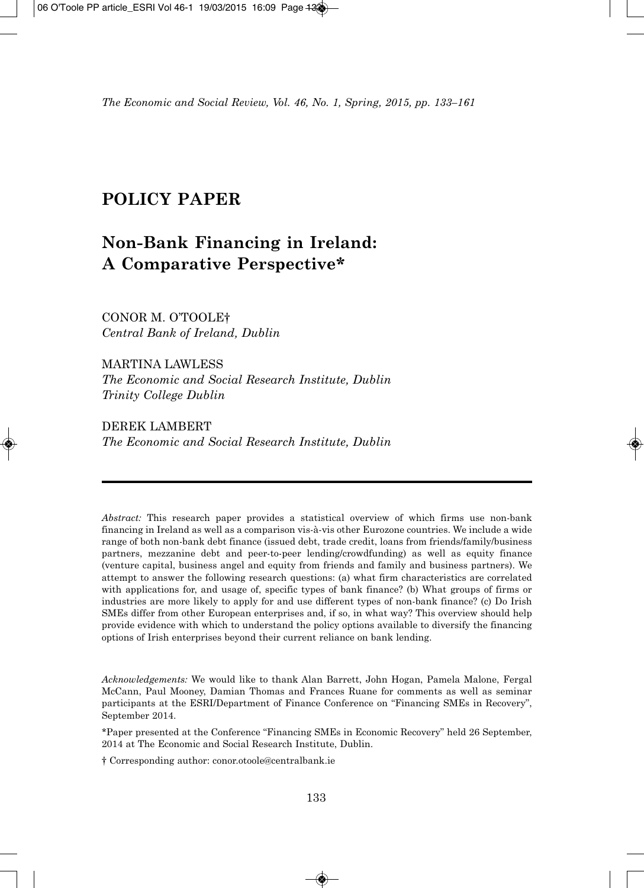# POLICY PAPER

## Non-Bank Financing in Ireland: A Comparative Perspective*

CONOR M. O'TOOLE†
*Central Bank of Ireland, Dublin*

MARTINA LAWLESS
*The Economic and Social Research Institute, Dublin*
*Trinity College Dublin*

DEREK LAMBERT
*The Economic and Social Research Institute, Dublin*

---

*Abstract:* This research paper provides a statistical overview of which firms use non-bank financing in Ireland as well as a comparison vis-à-vis other Eurozone countries. We include a wide range of both non-bank debt finance (issued debt, trade credit, loans from friends/family/business partners, mezzanine debt and peer-to-peer lending/crowdfunding) as well as equity finance (venture capital, business angel and equity from friends and family and business partners). We attempt to answer the following research questions: (a) what firm characteristics are correlated with applications for, and usage of, specific types of bank finance? (b) What groups of firms or industries are more likely to apply for and use different types of non-bank finance? (c) Do Irish SMEs differ from other European enterprises and, if so, in what way? This overview should help provide evidence with which to understand the policy options available to diversify the financing options of Irish enterprises beyond their current reliance on bank lending.

*Acknowledgements:* We would like to thank Alan Barrett, John Hogan, Pamela Malone, Fergal McCann, Paul Mooney, Damian Thomas and Frances Ruane for comments as well as seminar participants at the ESRI/Department of Finance Conference on "Financing SMEs in Recovery", September 2014.

*Paper presented at the Conference "Financing SMEs in Economic Recovery" held 26 September, 2014 at The Economic and Social Research Institute, Dublin.

† Corresponding author: conor.otoole@centralbank.ie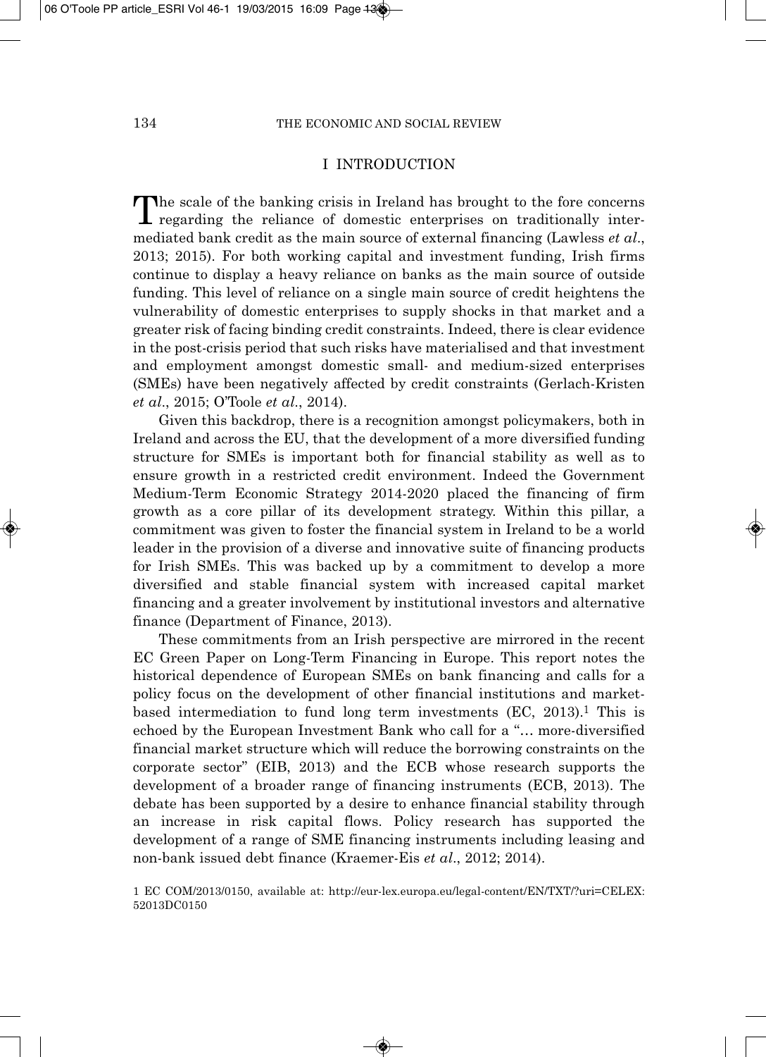## I INTRODUCTION

The scale of the banking crisis in Ireland has brought to the fore concerns regarding the reliance of domestic enterprises on traditionally intermediated bank credit as the main source of external financing (Lawless *et al*., 2013; 2015). For both working capital and investment funding, Irish firms continue to display a heavy reliance on banks as the main source of outside funding. This level of reliance on a single main source of credit heightens the vulnerability of domestic enterprises to supply shocks in that market and a greater risk of facing binding credit constraints. Indeed, there is clear evidence in the post-crisis period that such risks have materialised and that investment and employment amongst domestic small- and medium-sized enterprises (SMEs) have been negatively affected by credit constraints (Gerlach-Kristen *et al*., 2015; O'Toole *et al*., 2014).

Given this backdrop, there is a recognition amongst policymakers, both in Ireland and across the EU, that the development of a more diversified funding structure for SMEs is important both for financial stability as well as to ensure growth in a restricted credit environment. Indeed the Government Medium-Term Economic Strategy 2014-2020 placed the financing of firm growth as a core pillar of its development strategy. Within this pillar, a commitment was given to foster the financial system in Ireland to be a world leader in the provision of a diverse and innovative suite of financing products for Irish SMEs. This was backed up by a commitment to develop a more diversified and stable financial system with increased capital market financing and a greater involvement by institutional investors and alternative finance (Department of Finance, 2013).

These commitments from an Irish perspective are mirrored in the recent EC Green Paper on Long-Term Financing in Europe. This report notes the historical dependence of European SMEs on bank financing and calls for a policy focus on the development of other financial institutions and market-based intermediation to fund long term investments (EC, 2013).[1] This is echoed by the European Investment Bank who call for a "… more-diversified financial market structure which will reduce the borrowing constraints on the corporate sector" (EIB, 2013) and the ECB whose research supports the development of a broader range of financing instruments (ECB, 2013). The debate has been supported by a desire to enhance financial stability through an increase in risk capital flows. Policy research has supported the development of a range of SME financing instruments including leasing and non-bank issued debt finance (Kraemer-Eis *et al*., 2012; 2014).

1 EC COM/2013/0150, available at: http://eur-lex.europa.eu/legal-content/EN/TXT/?uri=CELEX:52013DC0150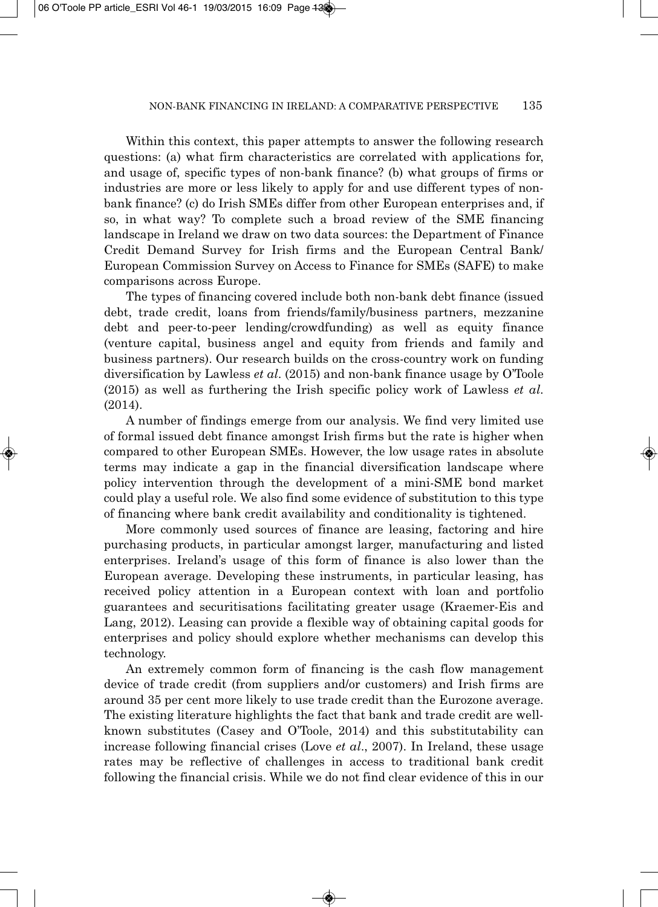Within this context, this paper attempts to answer the following research questions: (a) what firm characteristics are correlated with applications for, and usage of, specific types of non-bank finance? (b) what groups of firms or industries are more or less likely to apply for and use different types of non-bank finance? (c) do Irish SMEs differ from other European enterprises and, if so, in what way? To complete such a broad review of the SME financing landscape in Ireland we draw on two data sources: the Department of Finance Credit Demand Survey for Irish firms and the European Central Bank/ European Commission Survey on Access to Finance for SMEs (SAFE) to make comparisons across Europe.

The types of financing covered include both non-bank debt finance (issued debt, trade credit, loans from friends/family/business partners, mezzanine debt and peer-to-peer lending/crowdfunding) as well as equity finance (venture capital, business angel and equity from friends and family and business partners). Our research builds on the cross-country work on funding diversification by Lawless *et al.* (2015) and non-bank finance usage by O'Toole (2015) as well as furthering the Irish specific policy work of Lawless *et al.* (2014).

A number of findings emerge from our analysis. We find very limited use of formal issued debt finance amongst Irish firms but the rate is higher when compared to other European SMEs. However, the low usage rates in absolute terms may indicate a gap in the financial diversification landscape where policy intervention through the development of a mini-SME bond market could play a useful role. We also find some evidence of substitution to this type of financing where bank credit availability and conditionality is tightened.

More commonly used sources of finance are leasing, factoring and hire purchasing products, in particular amongst larger, manufacturing and listed enterprises. Ireland's usage of this form of finance is also lower than the European average. Developing these instruments, in particular leasing, has received policy attention in a European context with loan and portfolio guarantees and securitisations facilitating greater usage (Kraemer-Eis and Lang, 2012). Leasing can provide a flexible way of obtaining capital goods for enterprises and policy should explore whether mechanisms can develop this technology.

An extremely common form of financing is the cash flow management device of trade credit (from suppliers and/or customers) and Irish firms are around 35 per cent more likely to use trade credit than the Eurozone average. The existing literature highlights the fact that bank and trade credit are well-known substitutes (Casey and O'Toole, 2014) and this substitutability can increase following financial crises (Love *et al.*, 2007). In Ireland, these usage rates may be reflective of challenges in access to traditional bank credit following the financial crisis. While we do not find clear evidence of this in our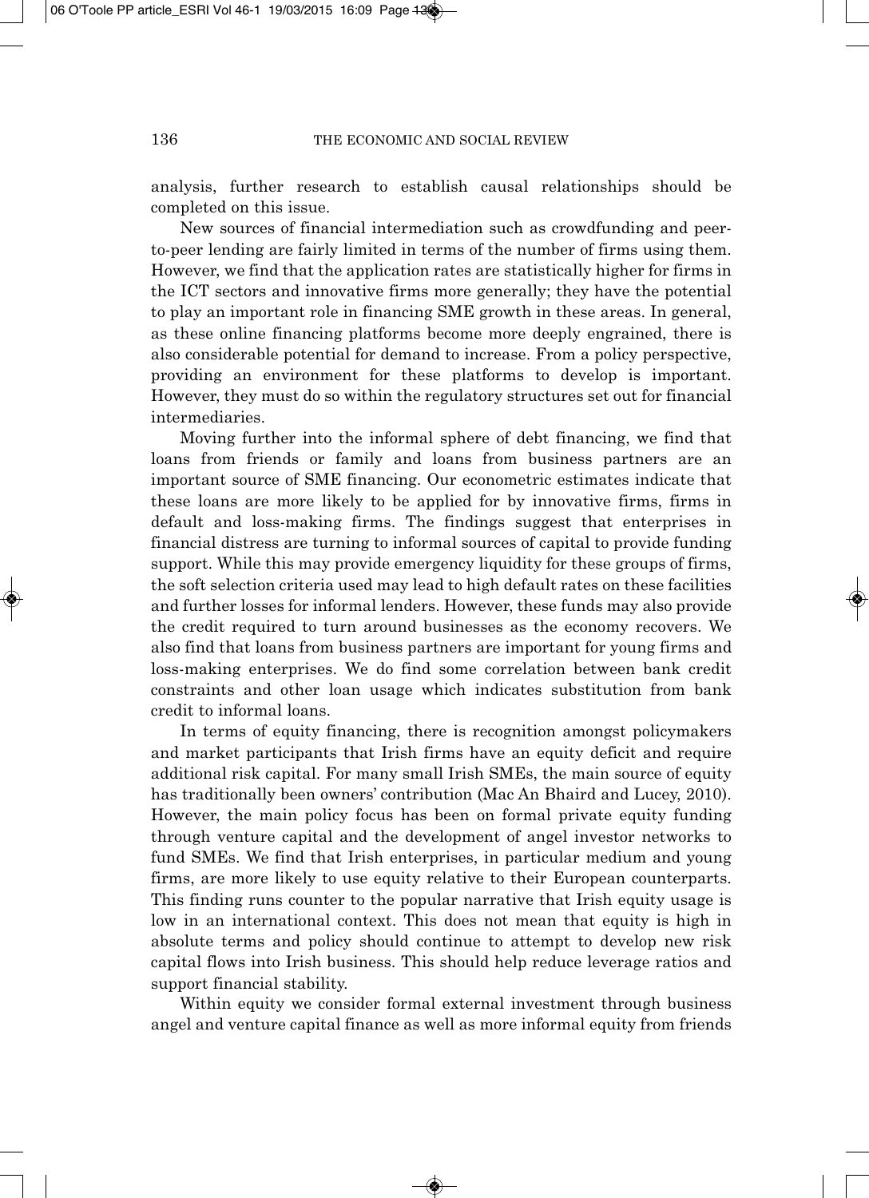analysis, further research to establish causal relationships should be completed on this issue.

New sources of financial intermediation such as crowdfunding and peer-to-peer lending are fairly limited in terms of the number of firms using them. However, we find that the application rates are statistically higher for firms in the ICT sectors and innovative firms more generally; they have the potential to play an important role in financing SME growth in these areas. In general, as these online financing platforms become more deeply engrained, there is also considerable potential for demand to increase. From a policy perspective, providing an environment for these platforms to develop is important. However, they must do so within the regulatory structures set out for financial intermediaries.

Moving further into the informal sphere of debt financing, we find that loans from friends or family and loans from business partners are an important source of SME financing. Our econometric estimates indicate that these loans are more likely to be applied for by innovative firms, firms in default and loss-making firms. The findings suggest that enterprises in financial distress are turning to informal sources of capital to provide funding support. While this may provide emergency liquidity for these groups of firms, the soft selection criteria used may lead to high default rates on these facilities and further losses for informal lenders. However, these funds may also provide the credit required to turn around businesses as the economy recovers. We also find that loans from business partners are important for young firms and loss-making enterprises. We do find some correlation between bank credit constraints and other loan usage which indicates substitution from bank credit to informal loans.

In terms of equity financing, there is recognition amongst policymakers and market participants that Irish firms have an equity deficit and require additional risk capital. For many small Irish SMEs, the main source of equity has traditionally been owners' contribution (Mac An Bhaird and Lucey, 2010). However, the main policy focus has been on formal private equity funding through venture capital and the development of angel investor networks to fund SMEs. We find that Irish enterprises, in particular medium and young firms, are more likely to use equity relative to their European counterparts. This finding runs counter to the popular narrative that Irish equity usage is low in an international context. This does not mean that equity is high in absolute terms and policy should continue to attempt to develop new risk capital flows into Irish business. This should help reduce leverage ratios and support financial stability.

Within equity we consider formal external investment through business angel and venture capital finance as well as more informal equity from friends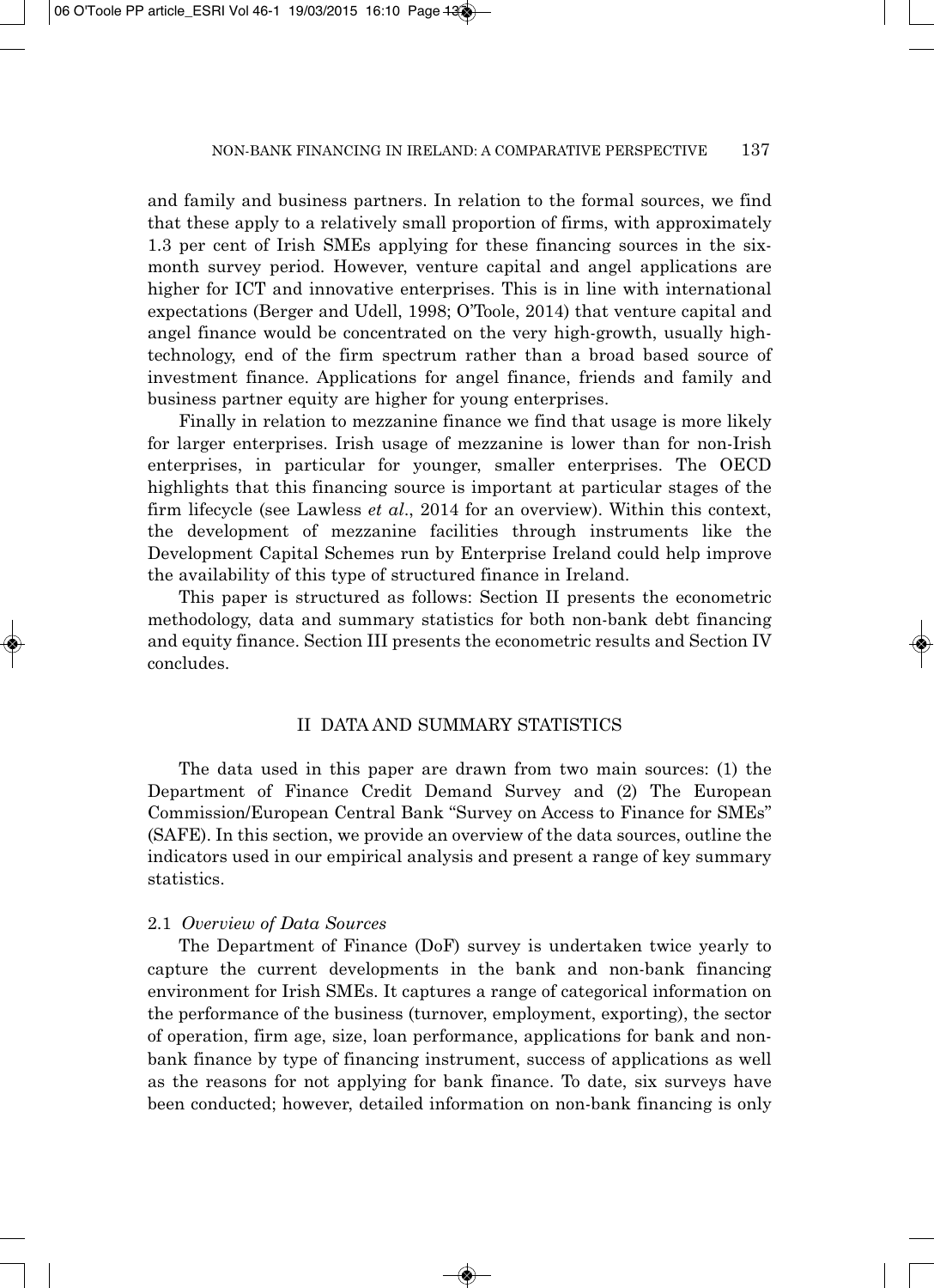and family and business partners. In relation to the formal sources, we find that these apply to a relatively small proportion of firms, with approximately 1.3 per cent of Irish SMEs applying for these financing sources in the six-month survey period. However, venture capital and angel applications are higher for ICT and innovative enterprises. This is in line with international expectations (Berger and Udell, 1998; O'Toole, 2014) that venture capital and angel finance would be concentrated on the very high-growth, usually high-technology, end of the firm spectrum rather than a broad based source of investment finance. Applications for angel finance, friends and family and business partner equity are higher for young enterprises.

Finally in relation to mezzanine finance we find that usage is more likely for larger enterprises. Irish usage of mezzanine is lower than for non-Irish enterprises, in particular for younger, smaller enterprises. The OECD highlights that this financing source is important at particular stages of the firm lifecycle (see Lawless *et al*., 2014 for an overview). Within this context, the development of mezzanine facilities through instruments like the Development Capital Schemes run by Enterprise Ireland could help improve the availability of this type of structured finance in Ireland.

This paper is structured as follows: Section II presents the econometric methodology, data and summary statistics for both non-bank debt financing and equity finance. Section III presents the econometric results and Section IV concludes.

## II DATA AND SUMMARY STATISTICS

The data used in this paper are drawn from two main sources: (1) the Department of Finance Credit Demand Survey and (2) The European Commission/European Central Bank "Survey on Access to Finance for SMEs" (SAFE). In this section, we provide an overview of the data sources, outline the indicators used in our empirical analysis and present a range of key summary statistics.

### 2.1 *Overview of Data Sources*

The Department of Finance (DoF) survey is undertaken twice yearly to capture the current developments in the bank and non-bank financing environment for Irish SMEs. It captures a range of categorical information on the performance of the business (turnover, employment, exporting), the sector of operation, firm age, size, loan performance, applications for bank and non-bank finance by type of financing instrument, success of applications as well as the reasons for not applying for bank finance. To date, six surveys have been conducted; however, detailed information on non-bank financing is only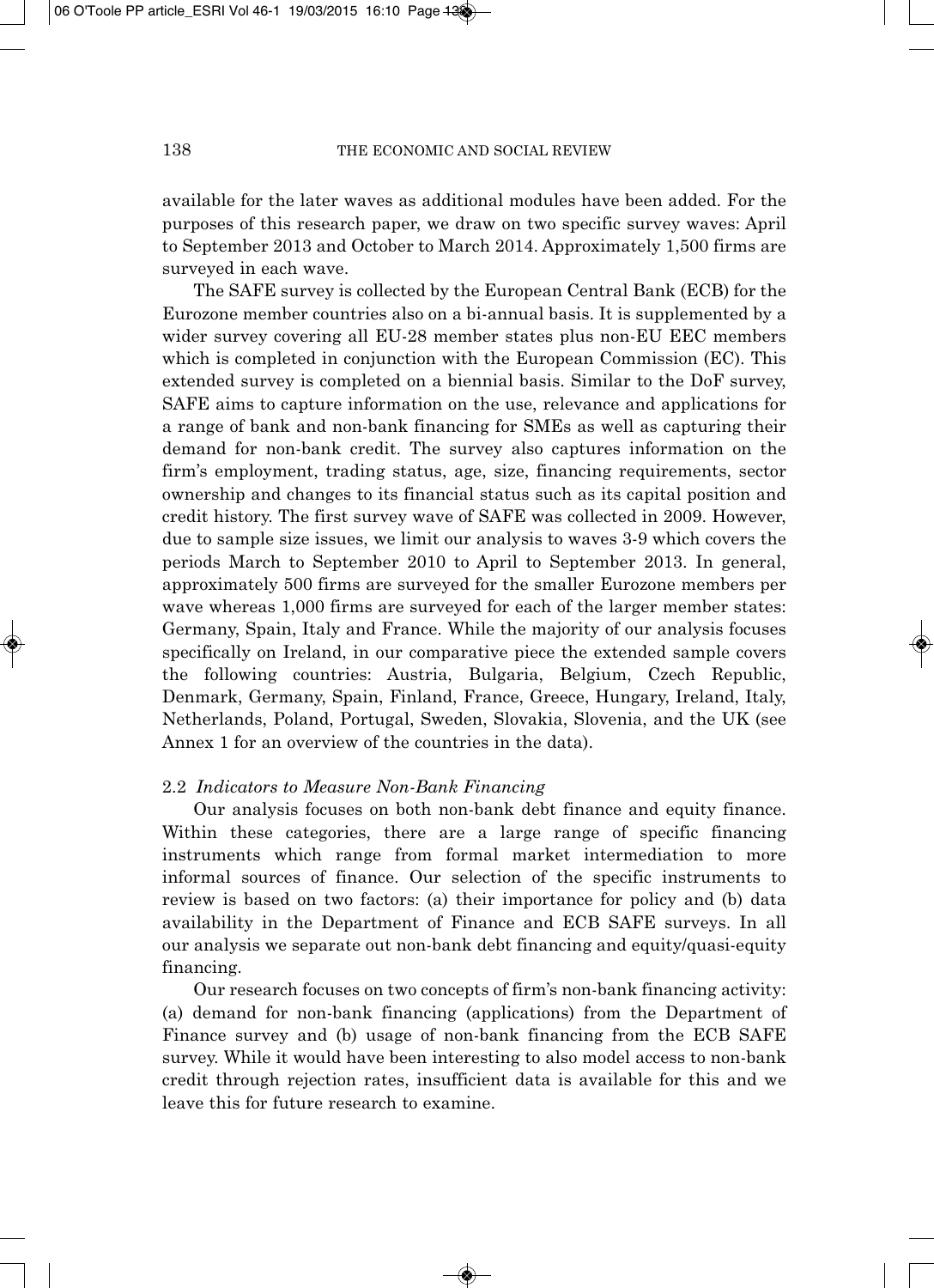available for the later waves as additional modules have been added. For the purposes of this research paper, we draw on two specific survey waves: April to September 2013 and October to March 2014. Approximately 1,500 firms are surveyed in each wave.

The SAFE survey is collected by the European Central Bank (ECB) for the Eurozone member countries also on a bi-annual basis. It is supplemented by a wider survey covering all EU-28 member states plus non-EU EEC members which is completed in conjunction with the European Commission (EC). This extended survey is completed on a biennial basis. Similar to the DoF survey, SAFE aims to capture information on the use, relevance and applications for a range of bank and non-bank financing for SMEs as well as capturing their demand for non-bank credit. The survey also captures information on the firm's employment, trading status, age, size, financing requirements, sector ownership and changes to its financial status such as its capital position and credit history. The first survey wave of SAFE was collected in 2009. However, due to sample size issues, we limit our analysis to waves 3-9 which covers the periods March to September 2010 to April to September 2013. In general, approximately 500 firms are surveyed for the smaller Eurozone members per wave whereas 1,000 firms are surveyed for each of the larger member states: Germany, Spain, Italy and France. While the majority of our analysis focuses specifically on Ireland, in our comparative piece the extended sample covers the following countries: Austria, Bulgaria, Belgium, Czech Republic, Denmark, Germany, Spain, Finland, France, Greece, Hungary, Ireland, Italy, Netherlands, Poland, Portugal, Sweden, Slovakia, Slovenia, and the UK (see Annex 1 for an overview of the countries in the data).

### 2.2 *Indicators to Measure Non-Bank Financing*

Our analysis focuses on both non-bank debt finance and equity finance. Within these categories, there are a large range of specific financing instruments which range from formal market intermediation to more informal sources of finance. Our selection of the specific instruments to review is based on two factors: (a) their importance for policy and (b) data availability in the Department of Finance and ECB SAFE surveys. In all our analysis we separate out non-bank debt financing and equity/quasi-equity financing.

Our research focuses on two concepts of firm's non-bank financing activity: (a) demand for non-bank financing (applications) from the Department of Finance survey and (b) usage of non-bank financing from the ECB SAFE survey. While it would have been interesting to also model access to non-bank credit through rejection rates, insufficient data is available for this and we leave this for future research to examine.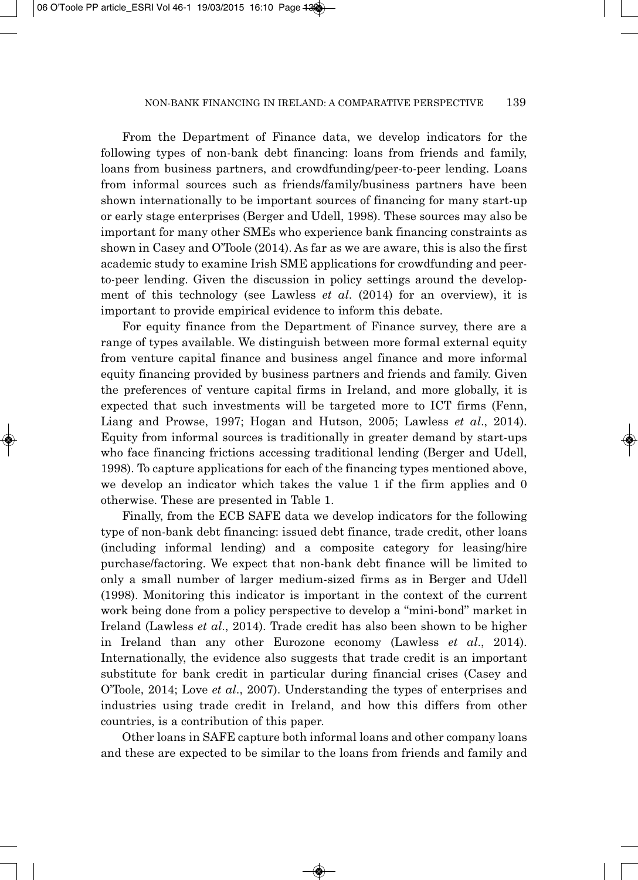From the Department of Finance data, we develop indicators for the following types of non-bank debt financing: loans from friends and family, loans from business partners, and crowdfunding/peer-to-peer lending. Loans from informal sources such as friends/family/business partners have been shown internationally to be important sources of financing for many start-up or early stage enterprises (Berger and Udell, 1998). These sources may also be important for many other SMEs who experience bank financing constraints as shown in Casey and O'Toole (2014). As far as we are aware, this is also the first academic study to examine Irish SME applications for crowdfunding and peer-to-peer lending. Given the discussion in policy settings around the development of this technology (see Lawless *et al*. (2014) for an overview), it is important to provide empirical evidence to inform this debate.

For equity finance from the Department of Finance survey, there are a range of types available. We distinguish between more formal external equity from venture capital finance and business angel finance and more informal equity financing provided by business partners and friends and family. Given the preferences of venture capital firms in Ireland, and more globally, it is expected that such investments will be targeted more to ICT firms (Fenn, Liang and Prowse, 1997; Hogan and Hutson, 2005; Lawless *et al*., 2014). Equity from informal sources is traditionally in greater demand by start-ups who face financing frictions accessing traditional lending (Berger and Udell, 1998). To capture applications for each of the financing types mentioned above, we develop an indicator which takes the value 1 if the firm applies and 0 otherwise. These are presented in Table 1.

Finally, from the ECB SAFE data we develop indicators for the following type of non-bank debt financing: issued debt finance, trade credit, other loans (including informal lending) and a composite category for leasing/hire purchase/factoring. We expect that non-bank debt finance will be limited to only a small number of larger medium-sized firms as in Berger and Udell (1998). Monitoring this indicator is important in the context of the current work being done from a policy perspective to develop a "mini-bond" market in Ireland (Lawless *et al*., 2014). Trade credit has also been shown to be higher in Ireland than any other Eurozone economy (Lawless *et al*., 2014). Internationally, the evidence also suggests that trade credit is an important substitute for bank credit in particular during financial crises (Casey and O'Toole, 2014; Love *et al*., 2007). Understanding the types of enterprises and industries using trade credit in Ireland, and how this differs from other countries, is a contribution of this paper.

Other loans in SAFE capture both informal loans and other company loans and these are expected to be similar to the loans from friends and family and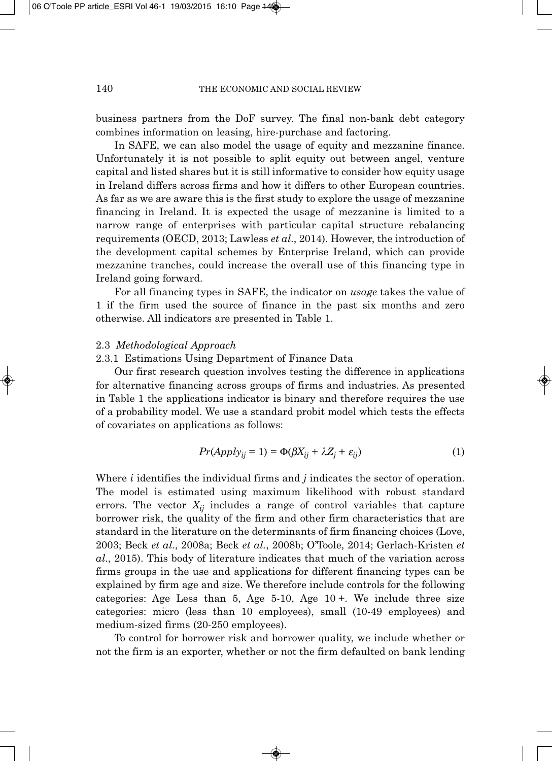business partners from the DoF survey. The final non-bank debt category combines information on leasing, hire-purchase and factoring.

In SAFE, we can also model the usage of equity and mezzanine finance. Unfortunately it is not possible to split equity out between angel, venture capital and listed shares but it is still informative to consider how equity usage in Ireland differs across firms and how it differs to other European countries. As far as we are aware this is the first study to explore the usage of mezzanine financing in Ireland. It is expected the usage of mezzanine is limited to a narrow range of enterprises with particular capital structure rebalancing requirements (OECD, 2013; Lawless *et al*., 2014). However, the introduction of the development capital schemes by Enterprise Ireland, which can provide mezzanine tranches, could increase the overall use of this financing type in Ireland going forward.

For all financing types in SAFE, the indicator on *usage* takes the value of 1 if the firm used the source of finance in the past six months and zero otherwise. All indicators are presented in Table 1.

### 2.3 *Methodological Approach*

#### 2.3.1 Estimations Using Department of Finance Data

Our first research question involves testing the difference in applications for alternative financing across groups of firms and industries. As presented in Table 1 the applications indicator is binary and therefore requires the use of a probability model. We use a standard probit model which tests the effects of covariates on applications as follows:

$$Pr(Apply_{ij} = 1) = \Phi(\beta X_{ij} + \lambda Z_j + \varepsilon_{ij}) \tag{1}$$

Where $i$ identifies the individual firms and $j$ indicates the sector of operation. The model is estimated using maximum likelihood with robust standard errors. The vector $X_{ij}$ includes a range of control variables that capture borrower risk, the quality of the firm and other firm characteristics that are standard in the literature on the determinants of firm financing choices (Love, 2003; Beck *et al*., 2008a; Beck *et al*., 2008b; O'Toole, 2014; Gerlach-Kristen *et al*., 2015). This body of literature indicates that much of the variation across firms groups in the use and applications for different financing types can be explained by firm age and size. We therefore include controls for the following categories: Age Less than 5, Age 5-10, Age 10 +. We include three size categories: micro (less than 10 employees), small (10-49 employees) and medium-sized firms (20-250 employees).

To control for borrower risk and borrower quality, we include whether or not the firm is an exporter, whether or not the firm defaulted on bank lending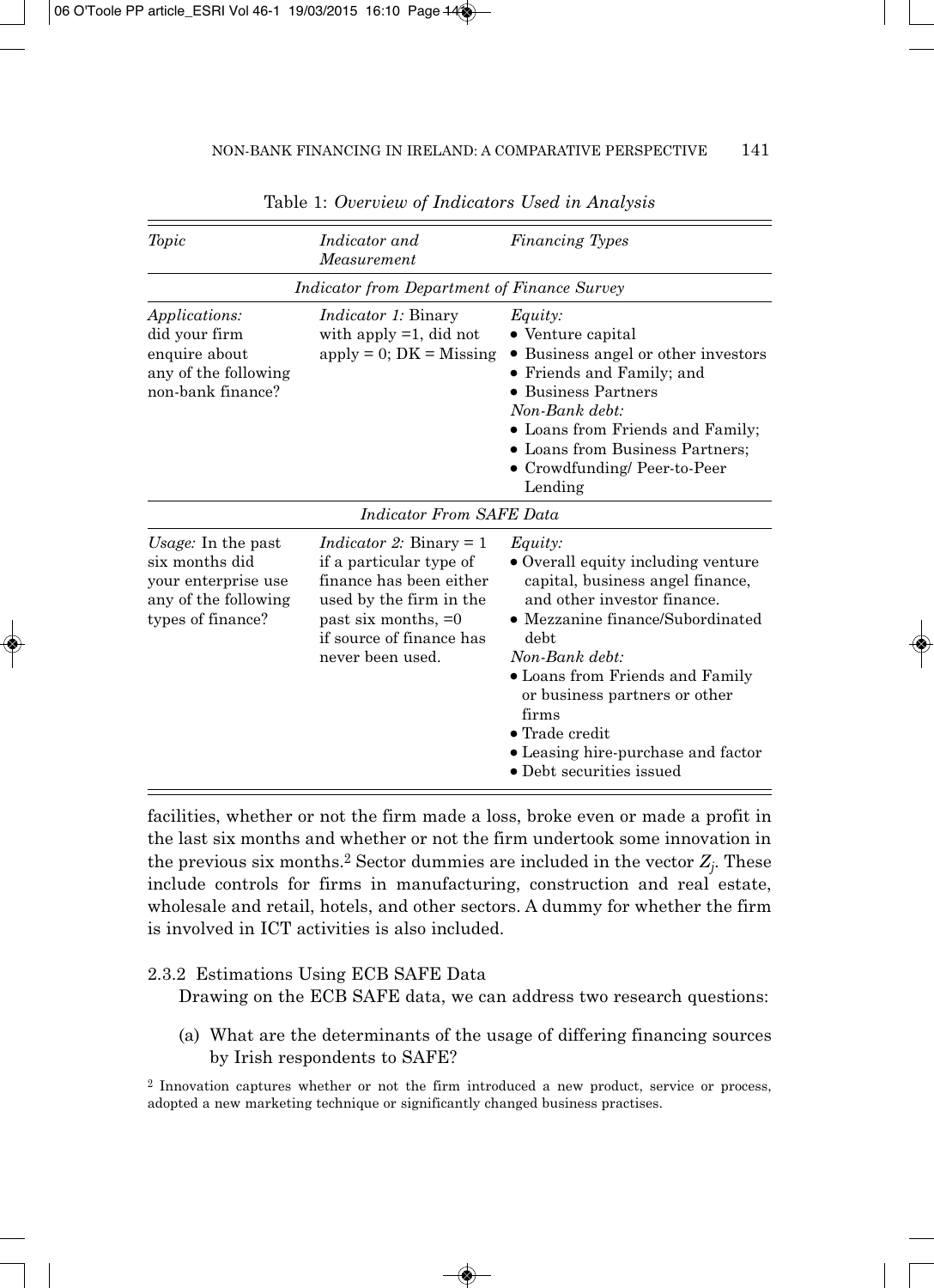Table 1: *Overview of Indicators Used in Analysis*

| *Topic* | *Indicator and Measurement* | *Financing Types* |
|---|---|---|
| | *Indicator from Department of Finance Survey* | |
| *Applications:* did your firm enquire about any of the following non-bank finance? | *Indicator 1:* Binary with apply =1, did not apply = 0; DK = Missing | *Equity:* <br>• Venture capital <br>• Business angel or other investors <br>• Friends and Family; and <br>• Business Partners <br>*Non-Bank debt:* <br>• Loans from Friends and Family; <br>• Loans from Business Partners; <br>• Crowdfunding/ Peer-to-Peer Lending |
| | *Indicator From SAFE Data* | |
| *Usage:* In the past six months did your enterprise use any of the following types of finance? | *Indicator 2:* Binary = 1 if a particular type of finance has been either used by the firm in the past six months, =0 if source of finance has never been used. | *Equity:* <br>• Overall equity including venture capital, business angel finance, and other investor finance. <br>• Mezzanine finance/Subordinated debt <br>*Non-Bank debt:* <br>• Loans from Friends and Family or business partners or other firms <br>• Trade credit <br>• Leasing hire-purchase and factor <br>• Debt securities issued |

facilities, whether or not the firm made a loss, broke even or made a profit in the last six months and whether or not the firm undertook some innovation in the previous six months.[2] Sector dummies are included in the vector $Z_j$. These include controls for firms in manufacturing, construction and real estate, wholesale and retail, hotels, and other sectors. A dummy for whether the firm is involved in ICT activities is also included.

#### 2.3.2 Estimations Using ECB SAFE Data

Drawing on the ECB SAFE data, we can address two research questions:

(a) What are the determinants of the usage of differing financing sources by Irish respondents to SAFE?

[2] Innovation captures whether or not the firm introduced a new product, service or process, adopted a new marketing technique or significantly changed business practises.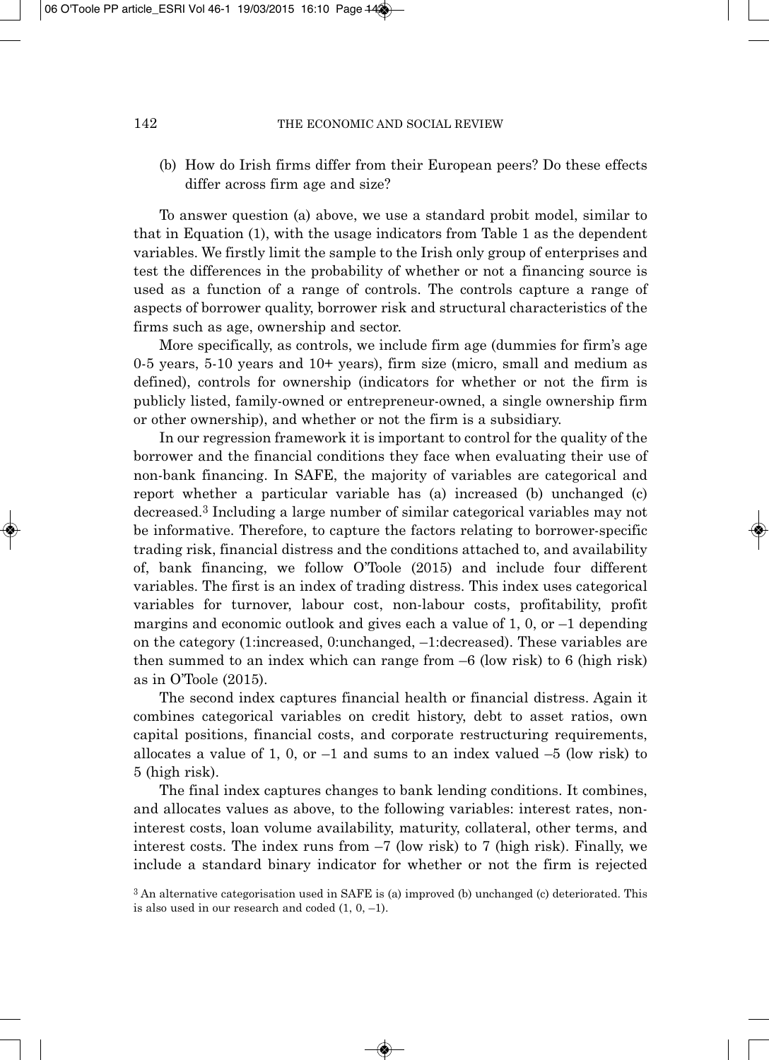(b) How do Irish firms differ from their European peers? Do these effects differ across firm age and size?

To answer question (a) above, we use a standard probit model, similar to that in Equation (1), with the usage indicators from Table 1 as the dependent variables. We firstly limit the sample to the Irish only group of enterprises and test the differences in the probability of whether or not a financing source is used as a function of a range of controls. The controls capture a range of aspects of borrower quality, borrower risk and structural characteristics of the firms such as age, ownership and sector.

More specifically, as controls, we include firm age (dummies for firm's age 0-5 years, 5-10 years and 10+ years), firm size (micro, small and medium as defined), controls for ownership (indicators for whether or not the firm is publicly listed, family-owned or entrepreneur-owned, a single ownership firm or other ownership), and whether or not the firm is a subsidiary.

In our regression framework it is important to control for the quality of the borrower and the financial conditions they face when evaluating their use of non-bank financing. In SAFE, the majority of variables are categorical and report whether a particular variable has (a) increased (b) unchanged (c) decreased.[3] Including a large number of similar categorical variables may not be informative. Therefore, to capture the factors relating to borrower-specific trading risk, financial distress and the conditions attached to, and availability of, bank financing, we follow O'Toole (2015) and include four different variables. The first is an index of trading distress. This index uses categorical variables for turnover, labour cost, non-labour costs, profitability, profit margins and economic outlook and gives each a value of 1, 0, or –1 depending on the category (1:increased, 0:unchanged, –1:decreased). These variables are then summed to an index which can range from –6 (low risk) to 6 (high risk) as in O'Toole (2015).

The second index captures financial health or financial distress. Again it combines categorical variables on credit history, debt to asset ratios, own capital positions, financial costs, and corporate restructuring requirements, allocates a value of 1, 0, or –1 and sums to an index valued –5 (low risk) to 5 (high risk).

The final index captures changes to bank lending conditions. It combines, and allocates values as above, to the following variables: interest rates, non-interest costs, loan volume availability, maturity, collateral, other terms, and interest costs. The index runs from –7 (low risk) to 7 (high risk). Finally, we include a standard binary indicator for whether or not the firm is rejected

[3] An alternative categorisation used in SAFE is (a) improved (b) unchanged (c) deteriorated. This is also used in our research and coded (1, 0, –1).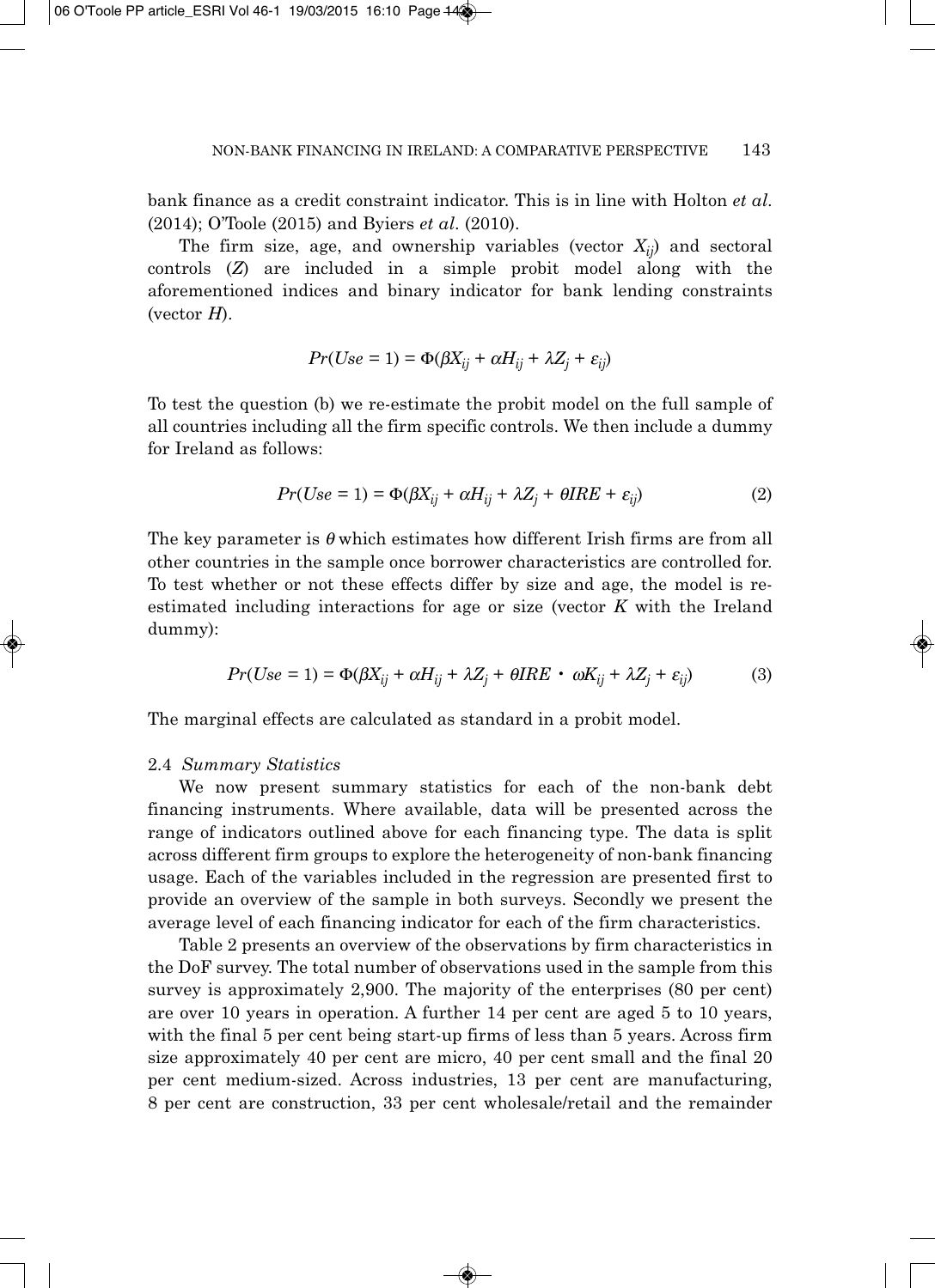bank finance as a credit constraint indicator. This is in line with Holton *et al.* (2014); O'Toole (2015) and Byiers *et al.* (2010).

The firm size, age, and ownership variables (vector $X_{ij}$) and sectoral controls ($Z$) are included in a simple probit model along with the aforementioned indices and binary indicator for bank lending constraints (vector $H$).

$$Pr(Use = 1) = \Phi(\beta X_{ij} + \alpha H_{ij} + \lambda Z_j + \varepsilon_{ij})$$

To test the question (b) we re-estimate the probit model on the full sample of all countries including all the firm specific controls. We then include a dummy for Ireland as follows:

$$Pr(Use = 1) = \Phi(\beta X_{ij} + \alpha H_{ij} + \lambda Z_j + \theta IRE + \varepsilon_{ij}) \tag{2}$$

The key parameter is $\theta$ which estimates how different Irish firms are from all other countries in the sample once borrower characteristics are controlled for. To test whether or not these effects differ by size and age, the model is re-estimated including interactions for age or size (vector $K$ with the Ireland dummy):

$$Pr(Use = 1) = \Phi(\beta X_{ij} + \alpha H_{ij} + \lambda Z_j + \theta IRE \cdot \omega K_{ij} + \lambda Z_j + \varepsilon_{ij}) \tag{3}$$

The marginal effects are calculated as standard in a probit model.

### 2.4 *Summary Statistics*

We now present summary statistics for each of the non-bank debt financing instruments. Where available, data will be presented across the range of indicators outlined above for each financing type. The data is split across different firm groups to explore the heterogeneity of non-bank financing usage. Each of the variables included in the regression are presented first to provide an overview of the sample in both surveys. Secondly we present the average level of each financing indicator for each of the firm characteristics.

Table 2 presents an overview of the observations by firm characteristics in the DoF survey. The total number of observations used in the sample from this survey is approximately 2,900. The majority of the enterprises (80 per cent) are over 10 years in operation. A further 14 per cent are aged 5 to 10 years, with the final 5 per cent being start-up firms of less than 5 years. Across firm size approximately 40 per cent are micro, 40 per cent small and the final 20 per cent medium-sized. Across industries, 13 per cent are manufacturing, 8 per cent are construction, 33 per cent wholesale/retail and the remainder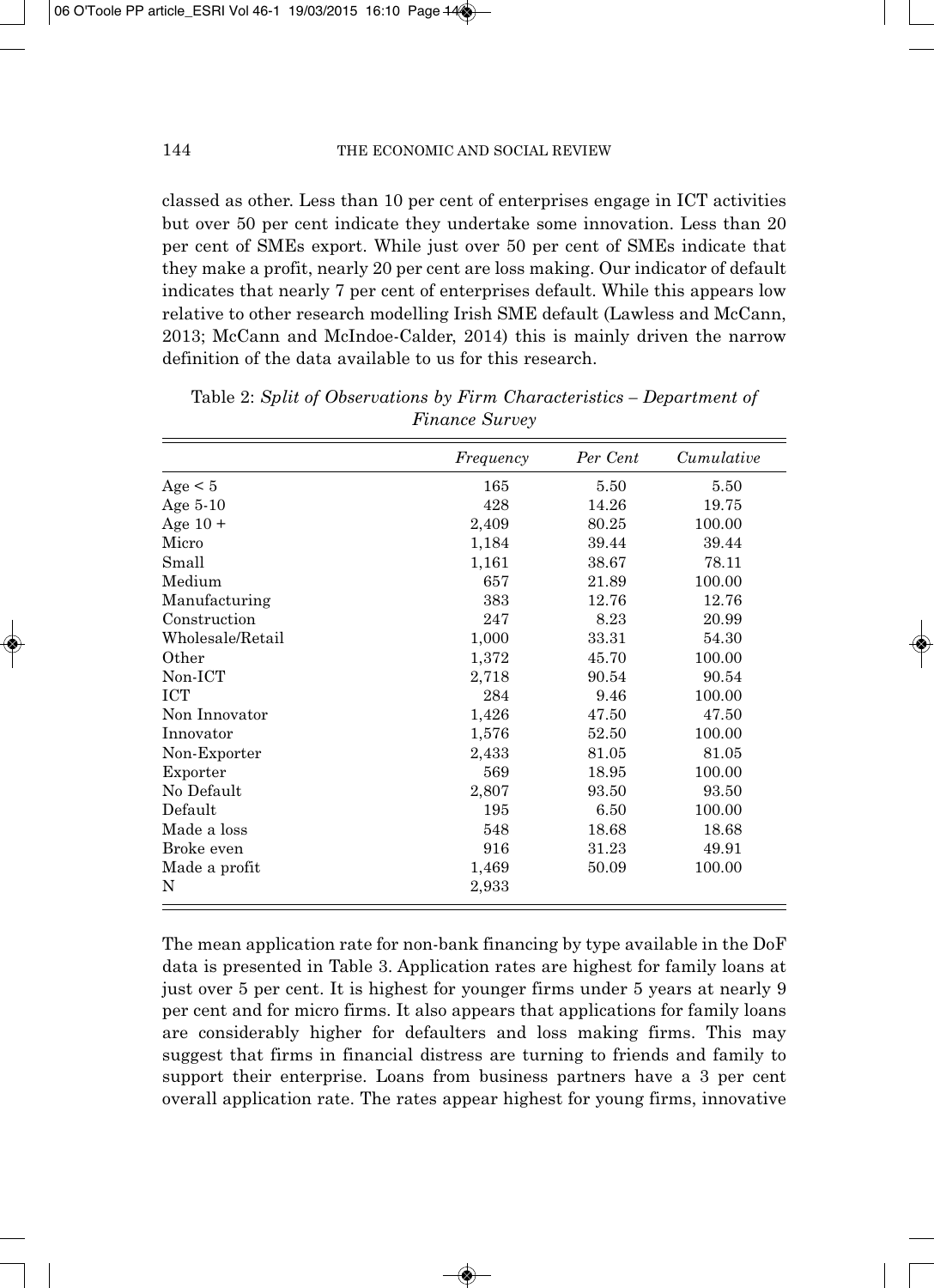classed as other. Less than 10 per cent of enterprises engage in ICT activities but over 50 per cent indicate they undertake some innovation. Less than 20 per cent of SMEs export. While just over 50 per cent of SMEs indicate that they make a profit, nearly 20 per cent are loss making. Our indicator of default indicates that nearly 7 per cent of enterprises default. While this appears low relative to other research modelling Irish SME default (Lawless and McCann, 2013; McCann and McIndoe-Calder, 2014) this is mainly driven the narrow definition of the data available to us for this research.

Table 2: *Split of Observations by Firm Characteristics – Department of Finance Survey*

| | *Frequency* | *Per Cent* | *Cumulative* |
|---|---|---|---|
| Age < 5 | 165 | 5.50 | 5.50 |
| Age 5-10 | 428 | 14.26 | 19.75 |
| Age 10 + | 2,409 | 80.25 | 100.00 |
| Micro | 1,184 | 39.44 | 39.44 |
| Small | 1,161 | 38.67 | 78.11 |
| Medium | 657 | 21.89 | 100.00 |
| Manufacturing | 383 | 12.76 | 12.76 |
| Construction | 247 | 8.23 | 20.99 |
| Wholesale/Retail | 1,000 | 33.31 | 54.30 |
| Other | 1,372 | 45.70 | 100.00 |
| Non-ICT | 2,718 | 90.54 | 90.54 |
| ICT | 284 | 9.46 | 100.00 |
| Non Innovator | 1,426 | 47.50 | 47.50 |
| Innovator | 1,576 | 52.50 | 100.00 |
| Non-Exporter | 2,433 | 81.05 | 81.05 |
| Exporter | 569 | 18.95 | 100.00 |
| No Default | 2,807 | 93.50 | 93.50 |
| Default | 195 | 6.50 | 100.00 |
| Made a loss | 548 | 18.68 | 18.68 |
| Broke even | 916 | 31.23 | 49.91 |
| Made a profit | 1,469 | 50.09 | 100.00 |
| N | 2,933 | | |

The mean application rate for non-bank financing by type available in the DoF data is presented in Table 3. Application rates are highest for family loans at just over 5 per cent. It is highest for younger firms under 5 years at nearly 9 per cent and for micro firms. It also appears that applications for family loans are considerably higher for defaulters and loss making firms. This may suggest that firms in financial distress are turning to friends and family to support their enterprise. Loans from business partners have a 3 per cent overall application rate. The rates appear highest for young firms, innovative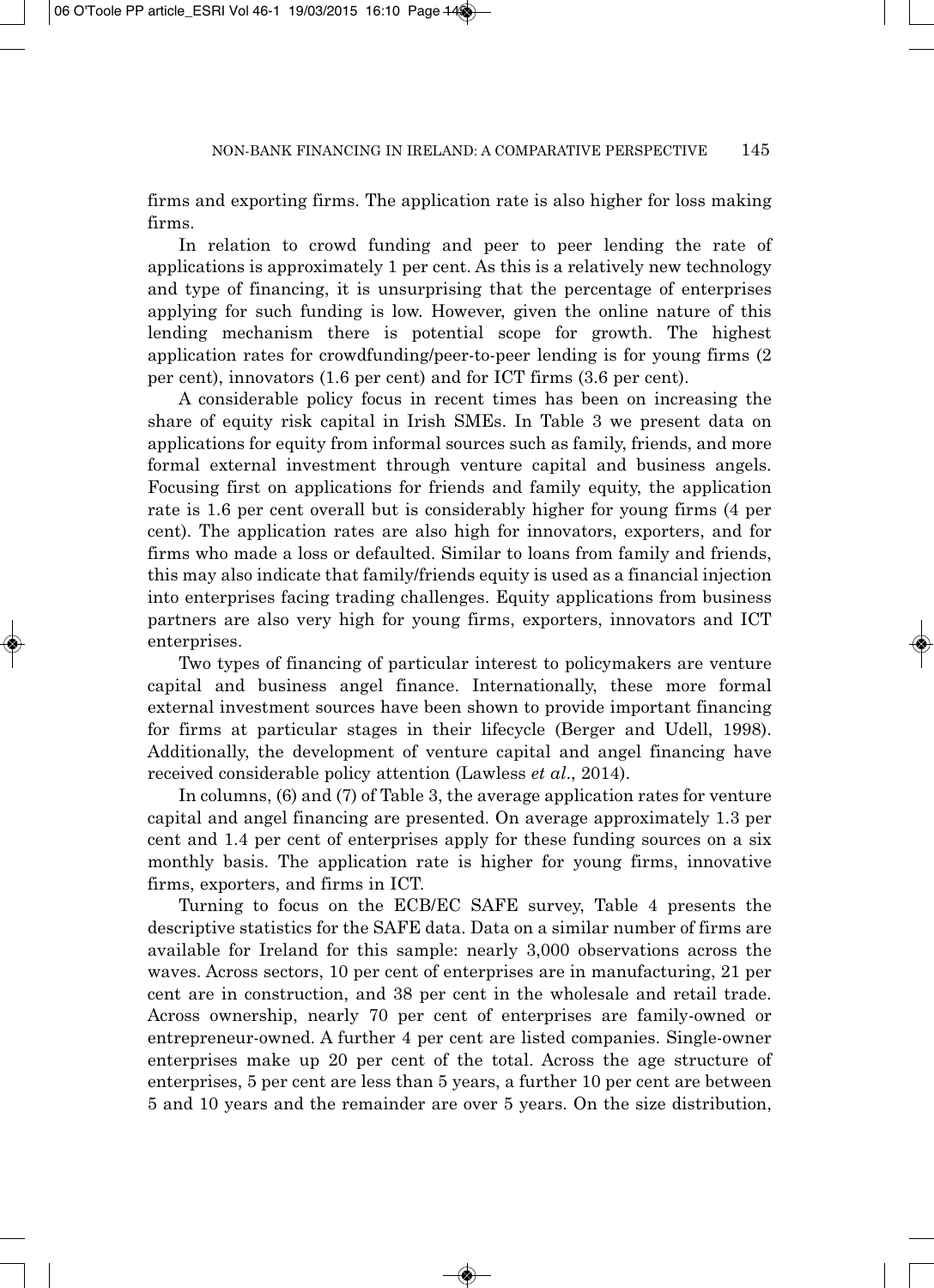firms and exporting firms. The application rate is also higher for loss making firms.

In relation to crowd funding and peer to peer lending the rate of applications is approximately 1 per cent. As this is a relatively new technology and type of financing, it is unsurprising that the percentage of enterprises applying for such funding is low. However, given the online nature of this lending mechanism there is potential scope for growth. The highest application rates for crowdfunding/peer-to-peer lending is for young firms (2 per cent), innovators (1.6 per cent) and for ICT firms (3.6 per cent).

A considerable policy focus in recent times has been on increasing the share of equity risk capital in Irish SMEs. In Table 3 we present data on applications for equity from informal sources such as family, friends, and more formal external investment through venture capital and business angels. Focusing first on applications for friends and family equity, the application rate is 1.6 per cent overall but is considerably higher for young firms (4 per cent). The application rates are also high for innovators, exporters, and for firms who made a loss or defaulted. Similar to loans from family and friends, this may also indicate that family/friends equity is used as a financial injection into enterprises facing trading challenges. Equity applications from business partners are also very high for young firms, exporters, innovators and ICT enterprises.

Two types of financing of particular interest to policymakers are venture capital and business angel finance. Internationally, these more formal external investment sources have been shown to provide important financing for firms at particular stages in their lifecycle (Berger and Udell, 1998). Additionally, the development of venture capital and angel financing have received considerable policy attention (Lawless *et al*., 2014).

In columns, (6) and (7) of Table 3, the average application rates for venture capital and angel financing are presented. On average approximately 1.3 per cent and 1.4 per cent of enterprises apply for these funding sources on a six monthly basis. The application rate is higher for young firms, innovative firms, exporters, and firms in ICT.

Turning to focus on the ECB/EC SAFE survey, Table 4 presents the descriptive statistics for the SAFE data. Data on a similar number of firms are available for Ireland for this sample: nearly 3,000 observations across the waves. Across sectors, 10 per cent of enterprises are in manufacturing, 21 per cent are in construction, and 38 per cent in the wholesale and retail trade. Across ownership, nearly 70 per cent of enterprises are family-owned or entrepreneur-owned. A further 4 per cent are listed companies. Single-owner enterprises make up 20 per cent of the total. Across the age structure of enterprises, 5 per cent are less than 5 years, a further 10 per cent are between 5 and 10 years and the remainder are over 5 years. On the size distribution,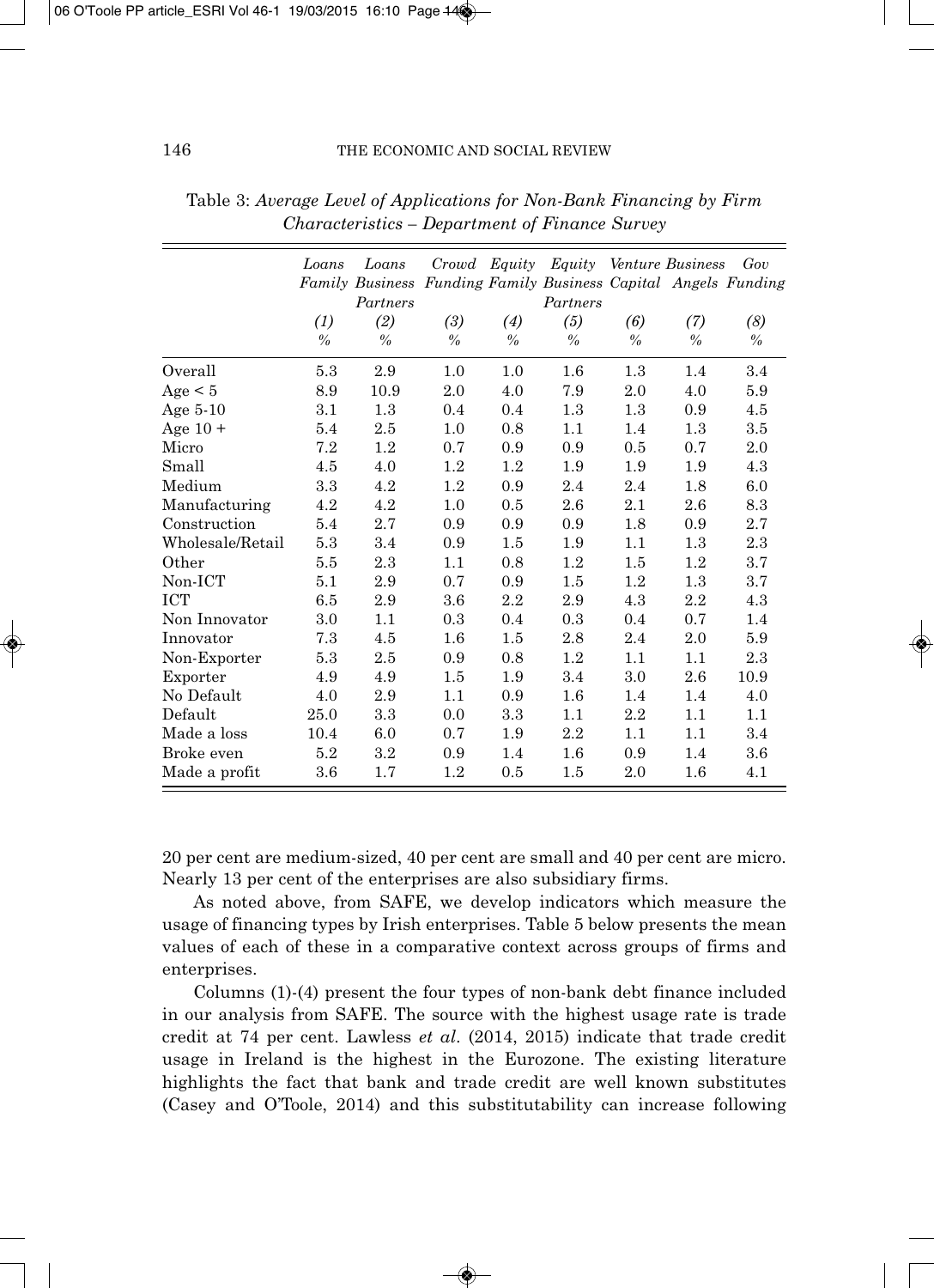Table 3: *Average Level of Applications for Non-Bank Financing by Firm Characteristics – Department of Finance Survey*

| | Loans Family | Loans Business Partners | Crowd Funding | Equity Family | Equity Business Partners | Venture Capital | Business Angels | Gov Funding |
|---|---|---|---|---|---|---|---|---|
| | *(1)* | *(2)* | *(3)* | *(4)* | *(5)* | *(6)* | *(7)* | *(8)* |
| | *%* | *%* | *%* | *%* | *%* | *%* | *%* | *%* |
| Overall | 5.3 | 2.9 | 1.0 | 1.0 | 1.6 | 1.3 | 1.4 | 3.4 |
| Age < 5 | 8.9 | 10.9 | 2.0 | 4.0 | 7.9 | 2.0 | 4.0 | 5.9 |
| Age 5-10 | 3.1 | 1.3 | 0.4 | 0.4 | 1.3 | 1.3 | 0.9 | 4.5 |
| Age 10 + | 5.4 | 2.5 | 1.0 | 0.8 | 1.1 | 1.4 | 1.3 | 3.5 |
| Micro | 7.2 | 1.2 | 0.7 | 0.9 | 0.9 | 0.5 | 0.7 | 2.0 |
| Small | 4.5 | 4.0 | 1.2 | 1.2 | 1.9 | 1.9 | 1.9 | 4.3 |
| Medium | 3.3 | 4.2 | 1.2 | 0.9 | 2.4 | 2.4 | 1.8 | 6.0 |
| Manufacturing | 4.2 | 4.2 | 1.0 | 0.5 | 2.6 | 2.1 | 2.6 | 8.3 |
| Construction | 5.4 | 2.7 | 0.9 | 0.9 | 0.9 | 1.8 | 0.9 | 2.7 |
| Wholesale/Retail | 5.3 | 3.4 | 0.9 | 1.5 | 1.9 | 1.1 | 1.3 | 2.3 |
| Other | 5.5 | 2.3 | 1.1 | 0.8 | 1.2 | 1.5 | 1.2 | 3.7 |
| Non-ICT | 5.1 | 2.9 | 0.7 | 0.9 | 1.5 | 1.2 | 1.3 | 3.7 |
| ICT | 6.5 | 2.9 | 3.6 | 2.2 | 2.9 | 4.3 | 2.2 | 4.3 |
| Non Innovator | 3.0 | 1.1 | 0.3 | 0.4 | 0.3 | 0.4 | 0.7 | 1.4 |
| Innovator | 7.3 | 4.5 | 1.6 | 1.5 | 2.8 | 2.4 | 2.0 | 5.9 |
| Non-Exporter | 5.3 | 2.5 | 0.9 | 0.8 | 1.2 | 1.1 | 1.1 | 2.3 |
| Exporter | 4.9 | 4.9 | 1.5 | 1.9 | 3.4 | 3.0 | 2.6 | 10.9 |
| No Default | 4.0 | 2.9 | 1.1 | 0.9 | 1.6 | 1.4 | 1.4 | 4.0 |
| Default | 25.0 | 3.3 | 0.0 | 3.3 | 1.1 | 2.2 | 1.1 | 1.1 |
| Made a loss | 10.4 | 6.0 | 0.7 | 1.9 | 2.2 | 1.1 | 1.1 | 3.4 |
| Broke even | 5.2 | 3.2 | 0.9 | 1.4 | 1.6 | 0.9 | 1.4 | 3.6 |
| Made a profit | 3.6 | 1.7 | 1.2 | 0.5 | 1.5 | 2.0 | 1.6 | 4.1 |

20 per cent are medium-sized, 40 per cent are small and 40 per cent are micro. Nearly 13 per cent of the enterprises are also subsidiary firms.

As noted above, from SAFE, we develop indicators which measure the usage of financing types by Irish enterprises. Table 5 below presents the mean values of each of these in a comparative context across groups of firms and enterprises.

Columns (1)-(4) present the four types of non-bank debt finance included in our analysis from SAFE. The source with the highest usage rate is trade credit at 74 per cent. Lawless *et al*. (2014, 2015) indicate that trade credit usage in Ireland is the highest in the Eurozone. The existing literature highlights the fact that bank and trade credit are well known substitutes (Casey and O'Toole, 2014) and this substitutability can increase following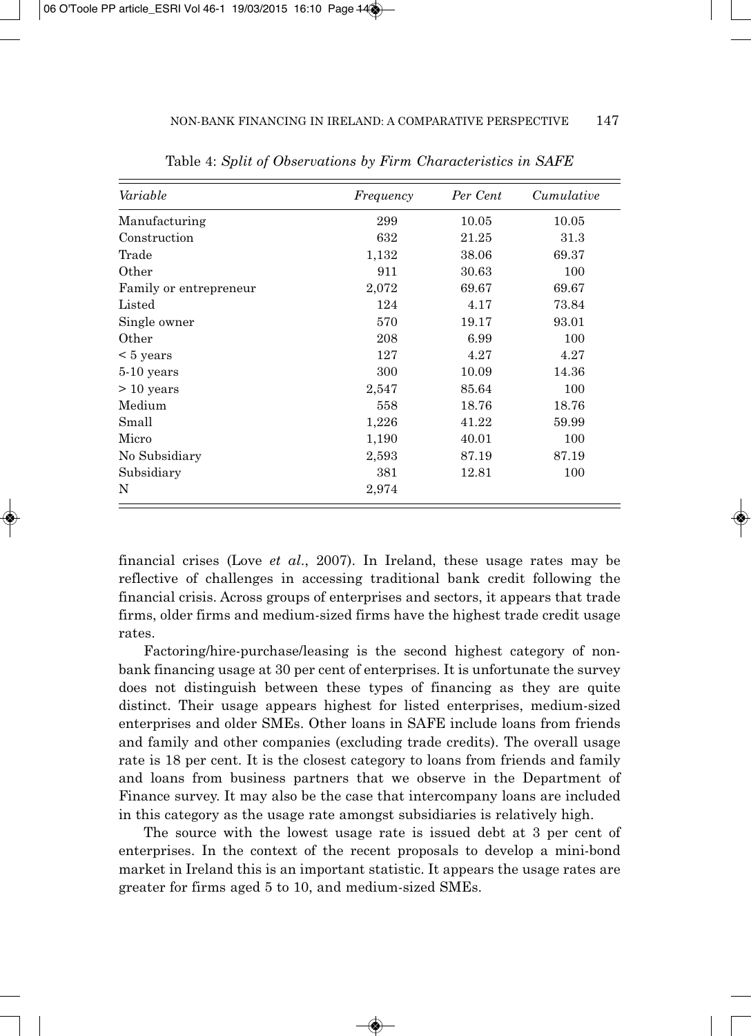Table 4: *Split of Observations by Firm Characteristics in SAFE*

| *Variable* | *Frequency* | *Per Cent* | *Cumulative* |
|---|---|---|---|
| Manufacturing | 299 | 10.05 | 10.05 |
| Construction | 632 | 21.25 | 31.3 |
| Trade | 1,132 | 38.06 | 69.37 |
| Other | 911 | 30.63 | 100 |
| Family or entrepreneur | 2,072 | 69.67 | 69.67 |
| Listed | 124 | 4.17 | 73.84 |
| Single owner | 570 | 19.17 | 93.01 |
| Other | 208 | 6.99 | 100 |
| < 5 years | 127 | 4.27 | 4.27 |
| 5-10 years | 300 | 10.09 | 14.36 |
| > 10 years | 2,547 | 85.64 | 100 |
| Medium | 558 | 18.76 | 18.76 |
| Small | 1,226 | 41.22 | 59.99 |
| Micro | 1,190 | 40.01 | 100 |
| No Subsidiary | 2,593 | 87.19 | 87.19 |
| Subsidiary | 381 | 12.81 | 100 |
| N | 2,974 | | |

financial crises (Love *et al.*, 2007). In Ireland, these usage rates may be reflective of challenges in accessing traditional bank credit following the financial crisis. Across groups of enterprises and sectors, it appears that trade firms, older firms and medium-sized firms have the highest trade credit usage rates.

Factoring/hire-purchase/leasing is the second highest category of non-bank financing usage at 30 per cent of enterprises. It is unfortunate the survey does not distinguish between these types of financing as they are quite distinct. Their usage appears highest for listed enterprises, medium-sized enterprises and older SMEs. Other loans in SAFE include loans from friends and family and other companies (excluding trade credits). The overall usage rate is 18 per cent. It is the closest category to loans from friends and family and loans from business partners that we observe in the Department of Finance survey. It may also be the case that intercompany loans are included in this category as the usage rate amongst subsidiaries is relatively high.

The source with the lowest usage rate is issued debt at 3 per cent of enterprises. In the context of the recent proposals to develop a mini-bond market in Ireland this is an important statistic. It appears the usage rates are greater for firms aged 5 to 10, and medium-sized SMEs.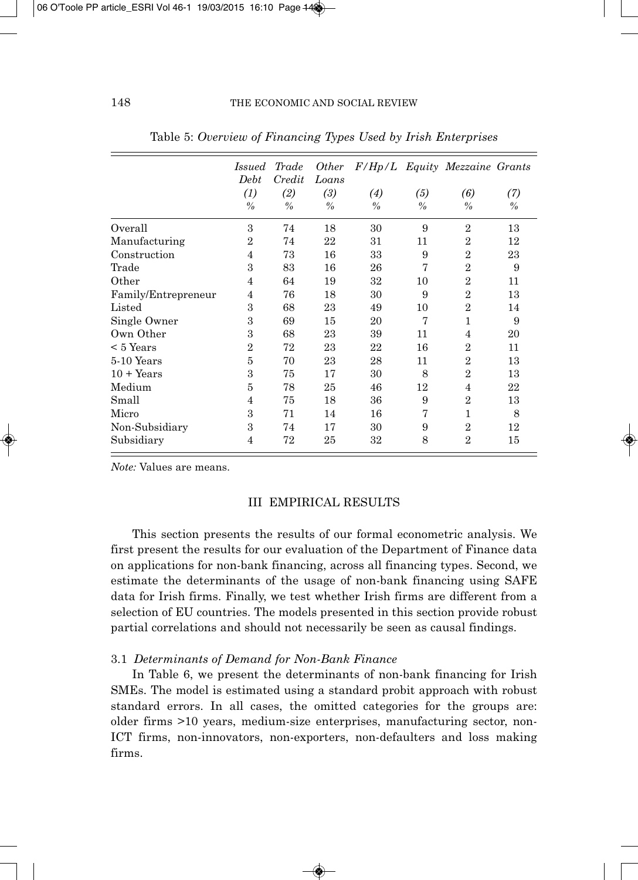Table 5: *Overview of Financing Types Used by Irish Enterprises*

| | *Issued Debt* | *Trade Credit* | *Other Loans* | *F/Hp/L* | *Equity* | *Mezzaine* | *Grants* |
|---|---|---|---|---|---|---|---|
| | *(1)* | *(2)* | *(3)* | *(4)* | *(5)* | *(6)* | *(7)* |
| | *%* | *%* | *%* | *%* | *%* | *%* | *%* |
| Overall | 3 | 74 | 18 | 30 | 9 | 2 | 13 |
| Manufacturing | 2 | 74 | 22 | 31 | 11 | 2 | 12 |
| Construction | 4 | 73 | 16 | 33 | 9 | 2 | 23 |
| Trade | 3 | 83 | 16 | 26 | 7 | 2 | 9 |
| Other | 4 | 64 | 19 | 32 | 10 | 2 | 11 |
| Family/Entrepreneur | 4 | 76 | 18 | 30 | 9 | 2 | 13 |
| Listed | 3 | 68 | 23 | 49 | 10 | 2 | 14 |
| Single Owner | 3 | 69 | 15 | 20 | 7 | 1 | 9 |
| Own Other | 3 | 68 | 23 | 39 | 11 | 4 | 20 |
| < 5 Years | 2 | 72 | 23 | 22 | 16 | 2 | 11 |
| 5-10 Years | 5 | 70 | 23 | 28 | 11 | 2 | 13 |
| 10 + Years | 3 | 75 | 17 | 30 | 8 | 2 | 13 |
| Medium | 5 | 78 | 25 | 46 | 12 | 4 | 22 |
| Small | 4 | 75 | 18 | 36 | 9 | 2 | 13 |
| Micro | 3 | 71 | 14 | 16 | 7 | 1 | 8 |
| Non-Subsidiary | 3 | 74 | 17 | 30 | 9 | 2 | 12 |
| Subsidiary | 4 | 72 | 25 | 32 | 8 | 2 | 15 |

*Note:* Values are means.

## III EMPIRICAL RESULTS

This section presents the results of our formal econometric analysis. We first present the results for our evaluation of the Department of Finance data on applications for non-bank financing, across all financing types. Second, we estimate the determinants of the usage of non-bank financing using SAFE data for Irish firms. Finally, we test whether Irish firms are different from a selection of EU countries. The models presented in this section provide robust partial correlations and should not necessarily be seen as causal findings.

### 3.1 *Determinants of Demand for Non-Bank Finance*

In Table 6, we present the determinants of non-bank financing for Irish SMEs. The model is estimated using a standard probit approach with robust standard errors. In all cases, the omitted categories for the groups are: older firms >10 years, medium-size enterprises, manufacturing sector, non-ICT firms, non-innovators, non-exporters, non-defaulters and loss making firms.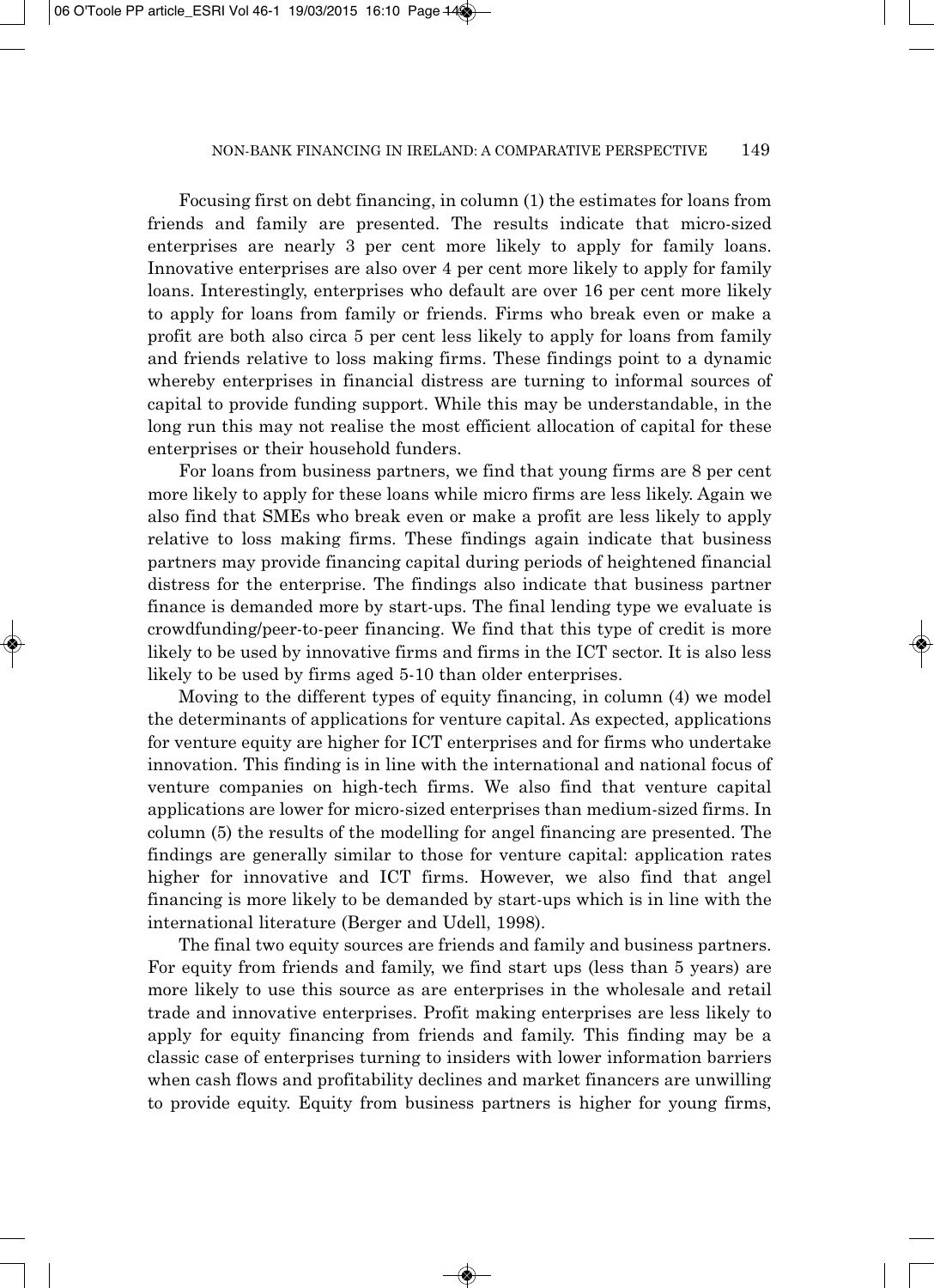Focusing first on debt financing, in column (1) the estimates for loans from friends and family are presented. The results indicate that micro-sized enterprises are nearly 3 per cent more likely to apply for family loans. Innovative enterprises are also over 4 per cent more likely to apply for family loans. Interestingly, enterprises who default are over 16 per cent more likely to apply for loans from family or friends. Firms who break even or make a profit are both also circa 5 per cent less likely to apply for loans from family and friends relative to loss making firms. These findings point to a dynamic whereby enterprises in financial distress are turning to informal sources of capital to provide funding support. While this may be understandable, in the long run this may not realise the most efficient allocation of capital for these enterprises or their household funders.

For loans from business partners, we find that young firms are 8 per cent more likely to apply for these loans while micro firms are less likely. Again we also find that SMEs who break even or make a profit are less likely to apply relative to loss making firms. These findings again indicate that business partners may provide financing capital during periods of heightened financial distress for the enterprise. The findings also indicate that business partner finance is demanded more by start-ups. The final lending type we evaluate is crowdfunding/peer-to-peer financing. We find that this type of credit is more likely to be used by innovative firms and firms in the ICT sector. It is also less likely to be used by firms aged 5-10 than older enterprises.

Moving to the different types of equity financing, in column (4) we model the determinants of applications for venture capital. As expected, applications for venture equity are higher for ICT enterprises and for firms who undertake innovation. This finding is in line with the international and national focus of venture companies on high-tech firms. We also find that venture capital applications are lower for micro-sized enterprises than medium-sized firms. In column (5) the results of the modelling for angel financing are presented. The findings are generally similar to those for venture capital: application rates higher for innovative and ICT firms. However, we also find that angel financing is more likely to be demanded by start-ups which is in line with the international literature (Berger and Udell, 1998).

The final two equity sources are friends and family and business partners. For equity from friends and family, we find start ups (less than 5 years) are more likely to use this source as are enterprises in the wholesale and retail trade and innovative enterprises. Profit making enterprises are less likely to apply for equity financing from friends and family. This finding may be a classic case of enterprises turning to insiders with lower information barriers when cash flows and profitability declines and market financers are unwilling to provide equity. Equity from business partners is higher for young firms,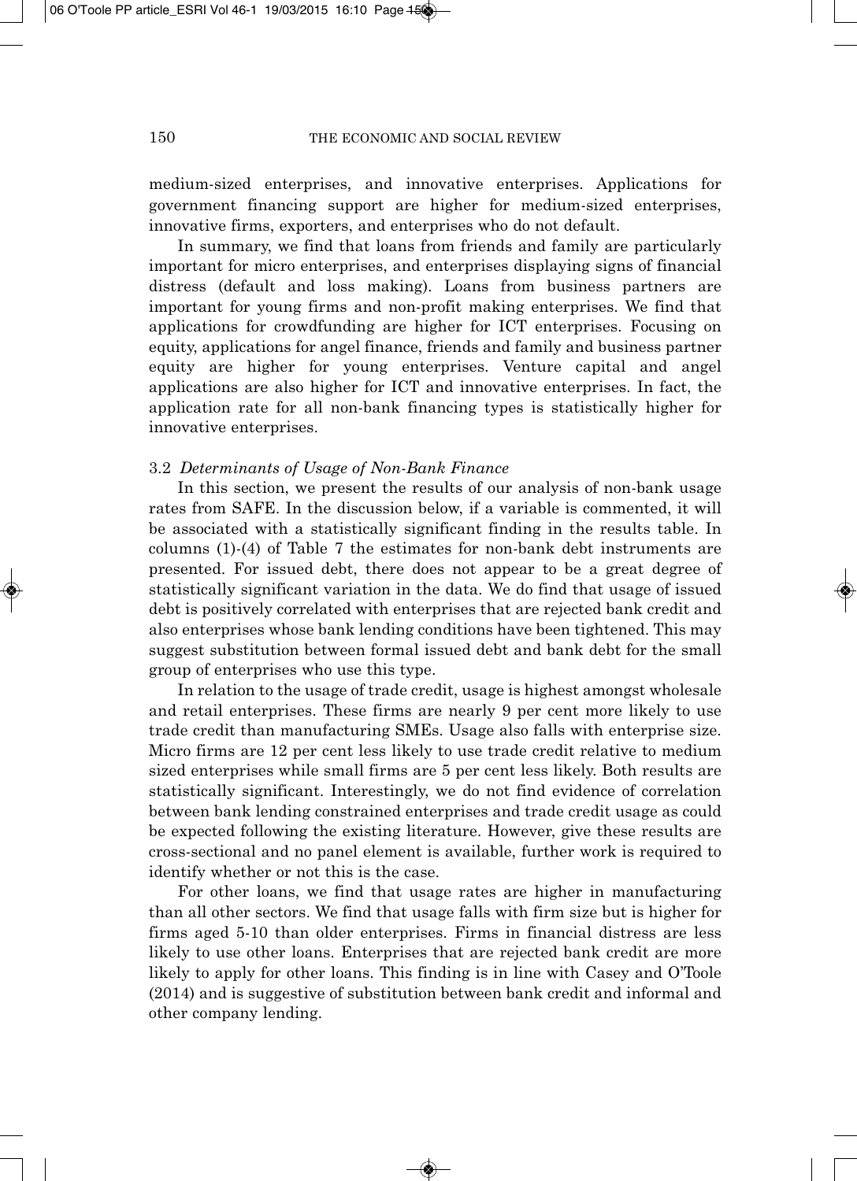medium-sized enterprises, and innovative enterprises. Applications for government financing support are higher for medium-sized enterprises, innovative firms, exporters, and enterprises who do not default.

In summary, we find that loans from friends and family are particularly important for micro enterprises, and enterprises displaying signs of financial distress (default and loss making). Loans from business partners are important for young firms and non-profit making enterprises. We find that applications for crowdfunding are higher for ICT enterprises. Focusing on equity, applications for angel finance, friends and family and business partner equity are higher for young enterprises. Venture capital and angel applications are also higher for ICT and innovative enterprises. In fact, the application rate for all non-bank financing types is statistically higher for innovative enterprises.

### 3.2 *Determinants of Usage of Non-Bank Finance*

In this section, we present the results of our analysis of non-bank usage rates from SAFE. In the discussion below, if a variable is commented, it will be associated with a statistically significant finding in the results table. In columns (1)-(4) of Table 7 the estimates for non-bank debt instruments are presented. For issued debt, there does not appear to be a great degree of statistically significant variation in the data. We do find that usage of issued debt is positively correlated with enterprises that are rejected bank credit and also enterprises whose bank lending conditions have been tightened. This may suggest substitution between formal issued debt and bank debt for the small group of enterprises who use this type.

In relation to the usage of trade credit, usage is highest amongst wholesale and retail enterprises. These firms are nearly 9 per cent more likely to use trade credit than manufacturing SMEs. Usage also falls with enterprise size. Micro firms are 12 per cent less likely to use trade credit relative to medium sized enterprises while small firms are 5 per cent less likely. Both results are statistically significant. Interestingly, we do not find evidence of correlation between bank lending constrained enterprises and trade credit usage as could be expected following the existing literature. However, give these results are cross-sectional and no panel element is available, further work is required to identify whether or not this is the case.

For other loans, we find that usage rates are higher in manufacturing than all other sectors. We find that usage falls with firm size but is higher for firms aged 5-10 than older enterprises. Firms in financial distress are less likely to use other loans. Enterprises that are rejected bank credit are more likely to apply for other loans. This finding is in line with Casey and O'Toole (2014) and is suggestive of substitution between bank credit and informal and other company lending.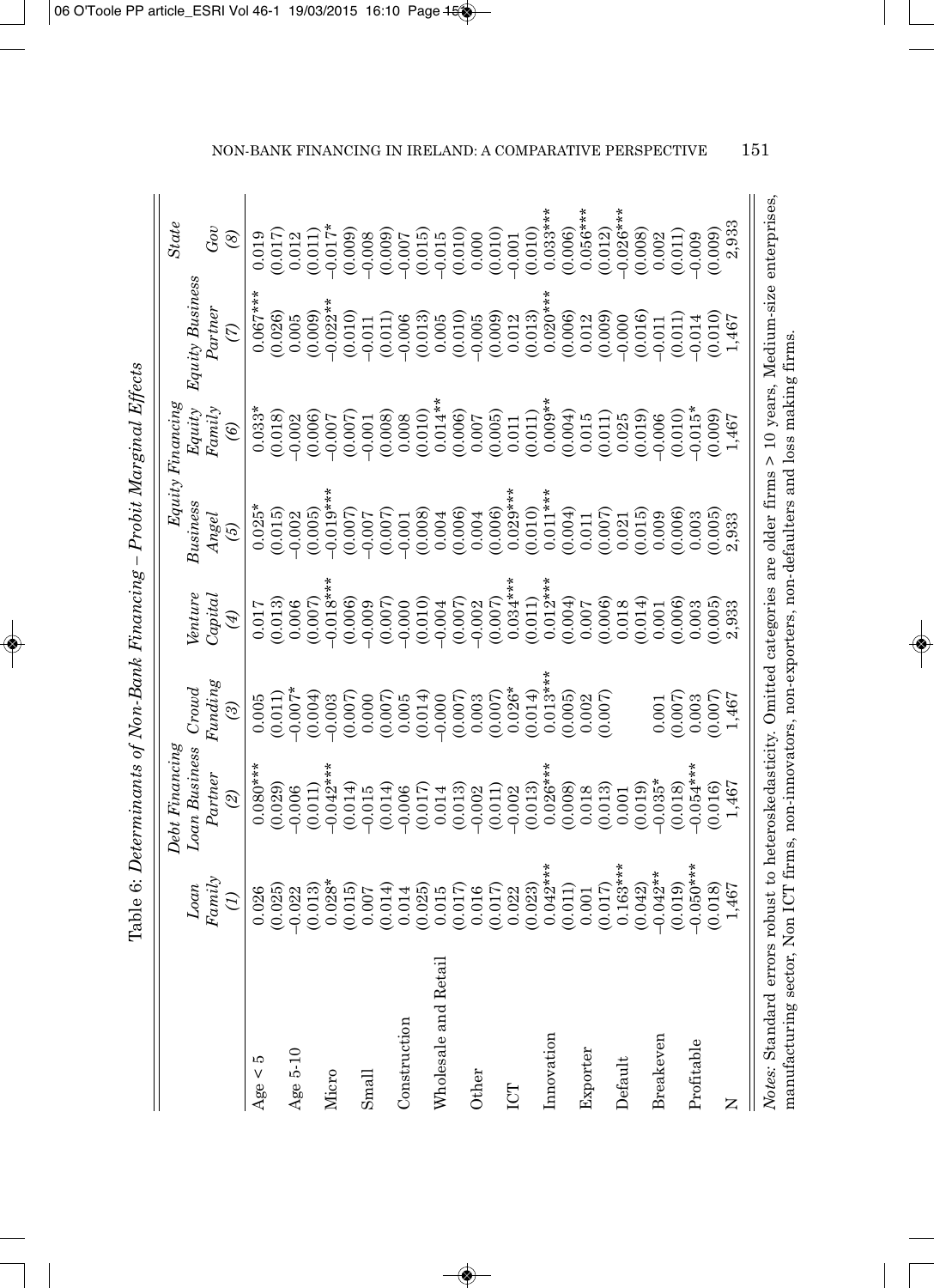Table 6: *Determinants of Non-Bank Financing – Probit Marginal Effects*

| | Debt Financing | | | Equity Financing | | | | State |
|---|---|---|---|---|---|---|---|---|
| | *Loan Family* | *Loan Business Partner* | *Crowd Funding* | *Venture Capital* | *Business Angel* | *Equity Family* | *Equity Business Partner* | *Gov* |
| | *(1)* | *(2)* | *(3)* | *(4)* | *(5)* | *(6)* | *(7)* | *(8)* |
| Age < 5 | 0.026 | 0.080*** | 0.005 | 0.017 | 0.025* | 0.033* | 0.067*** | 0.019 |
| | (0.025) | (0.029) | (0.011) | (0.013) | (0.015) | (0.018) | (0.026) | (0.017) |
| Age 5-10 | –0.022 | –0.006 | –0.007* | 0.006 | –0.002 | –0.002 | 0.005 | 0.012 |
| | (0.013) | (0.011) | (0.004) | (0.007) | (0.005) | (0.006) | (0.009) | (0.011) |
| Micro | 0.028* | –0.042*** | –0.003 | –0.018*** | –0.019*** | –0.007 | –0.022** | –0.017* |
| | (0.015) | (0.014) | (0.007) | (0.006) | (0.007) | (0.007) | (0.010) | (0.009) |
| Small | 0.007 | –0.015 | 0.000 | –0.009 | –0.007 | –0.001 | –0.011 | –0.008 |
| | (0.014) | (0.014) | (0.007) | (0.007) | (0.007) | (0.008) | (0.011) | (0.009) |
| Construction | 0.014 | –0.006 | 0.005 | –0.000 | –0.001 | 0.008 | –0.006 | –0.007 |
| | (0.025) | (0.017) | (0.014) | (0.010) | (0.008) | (0.010) | (0.013) | (0.015) |
| Wholesale and Retail | 0.015 | 0.014 | –0.000 | –0.004 | 0.004 | 0.014** | 0.005 | –0.015 |
| | (0.017) | (0.013) | (0.007) | (0.007) | (0.006) | (0.006) | (0.010) | (0.010) |
| Other | 0.016 | –0.002 | 0.003 | –0.002 | 0.004 | 0.007 | –0.005 | 0.000 |
| | (0.017) | (0.011) | (0.007) | (0.007) | (0.006) | (0.005) | (0.009) | (0.010) |
| ICT | 0.022 | –0.002 | 0.026* | 0.034*** | 0.029*** | 0.011 | 0.012 | –0.001 |
| | (0.023) | (0.013) | (0.014) | (0.011) | (0.010) | (0.011) | (0.013) | (0.010) |
| Innovation | 0.042*** | 0.026*** | 0.013*** | 0.012*** | 0.011*** | 0.009** | 0.020*** | 0.033*** |
| | (0.011) | (0.008) | (0.005) | (0.004) | (0.004) | (0.004) | (0.006) | (0.006) |
| Exporter | 0.001 | 0.018 | 0.002 | 0.007 | 0.011 | 0.015 | 0.012 | 0.056*** |
| | (0.017) | (0.013) | (0.007) | (0.006) | (0.007) | (0.011) | (0.009) | (0.012) |
| Default | 0.163*** | 0.001 | | 0.018 | 0.021 | 0.025 | –0.000 | –0.026*** |
| | (0.042) | (0.019) | | (0.014) | (0.015) | (0.019) | (0.016) | (0.008) |
| Breakeven | –0.042** | –0.035* | 0.001 | 0.001 | 0.009 | –0.006 | –0.011 | 0.002 |
| | (0.019) | (0.018) | (0.007) | (0.006) | (0.006) | (0.010) | (0.011) | (0.011) |
| Profitable | –0.050*** | –0.054*** | 0.003 | 0.003 | 0.003 | –0.015* | –0.014 | –0.009 |
| | (0.018) | (0.016) | (0.007) | (0.005) | (0.005) | (0.009) | (0.010) | (0.009) |
| N | 1,467 | 1,467 | 1,467 | 2,933 | 2,933 | 1,467 | 1,467 | 2,933 |

*Notes*: Standard errors robust to heteroskedasticity. Omitted categories are older firms > 10 years, Medium-size enterprises, manufacturing sector, Non ICT firms, non-innovators, non-exporters, non-defaulters and loss making firms.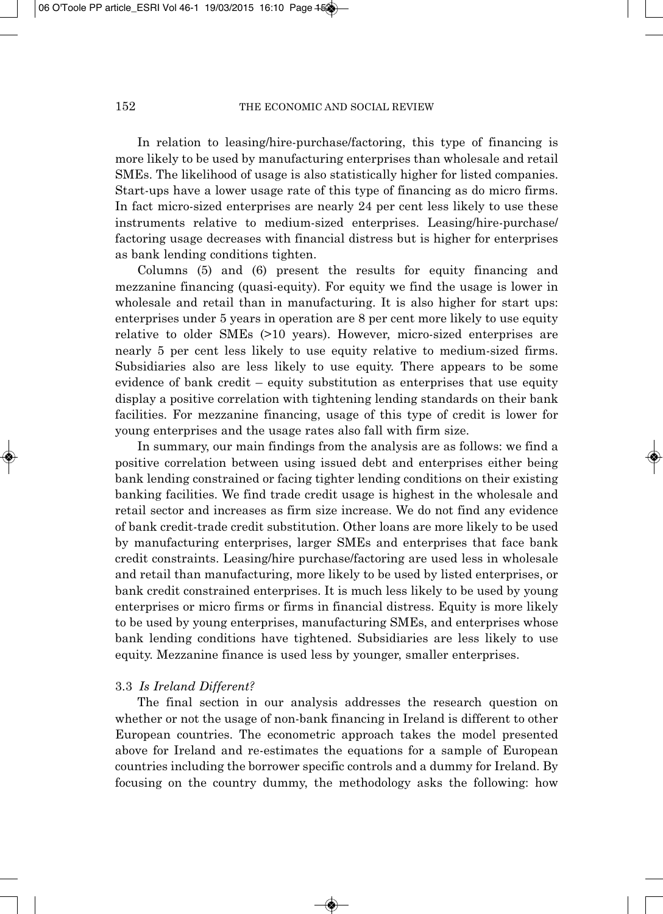In relation to leasing/hire-purchase/factoring, this type of financing is more likely to be used by manufacturing enterprises than wholesale and retail SMEs. The likelihood of usage is also statistically higher for listed companies. Start-ups have a lower usage rate of this type of financing as do micro firms. In fact micro-sized enterprises are nearly 24 per cent less likely to use these instruments relative to medium-sized enterprises. Leasing/hire-purchase/factoring usage decreases with financial distress but is higher for enterprises as bank lending conditions tighten.

Columns (5) and (6) present the results for equity financing and mezzanine financing (quasi-equity). For equity we find the usage is lower in wholesale and retail than in manufacturing. It is also higher for start ups: enterprises under 5 years in operation are 8 per cent more likely to use equity relative to older SMEs (>10 years). However, micro-sized enterprises are nearly 5 per cent less likely to use equity relative to medium-sized firms. Subsidiaries also are less likely to use equity. There appears to be some evidence of bank credit – equity substitution as enterprises that use equity display a positive correlation with tightening lending standards on their bank facilities. For mezzanine financing, usage of this type of credit is lower for young enterprises and the usage rates also fall with firm size.

In summary, our main findings from the analysis are as follows: we find a positive correlation between using issued debt and enterprises either being bank lending constrained or facing tighter lending conditions on their existing banking facilities. We find trade credit usage is highest in the wholesale and retail sector and increases as firm size increase. We do not find any evidence of bank credit-trade credit substitution. Other loans are more likely to be used by manufacturing enterprises, larger SMEs and enterprises that face bank credit constraints. Leasing/hire purchase/factoring are used less in wholesale and retail than manufacturing, more likely to be used by listed enterprises, or bank credit constrained enterprises. It is much less likely to be used by young enterprises or micro firms or firms in financial distress. Equity is more likely to be used by young enterprises, manufacturing SMEs, and enterprises whose bank lending conditions have tightened. Subsidiaries are less likely to use equity. Mezzanine finance is used less by younger, smaller enterprises.

### 3.3 *Is Ireland Different?*

The final section in our analysis addresses the research question on whether or not the usage of non-bank financing in Ireland is different to other European countries. The econometric approach takes the model presented above for Ireland and re-estimates the equations for a sample of European countries including the borrower specific controls and a dummy for Ireland. By focusing on the country dummy, the methodology asks the following: how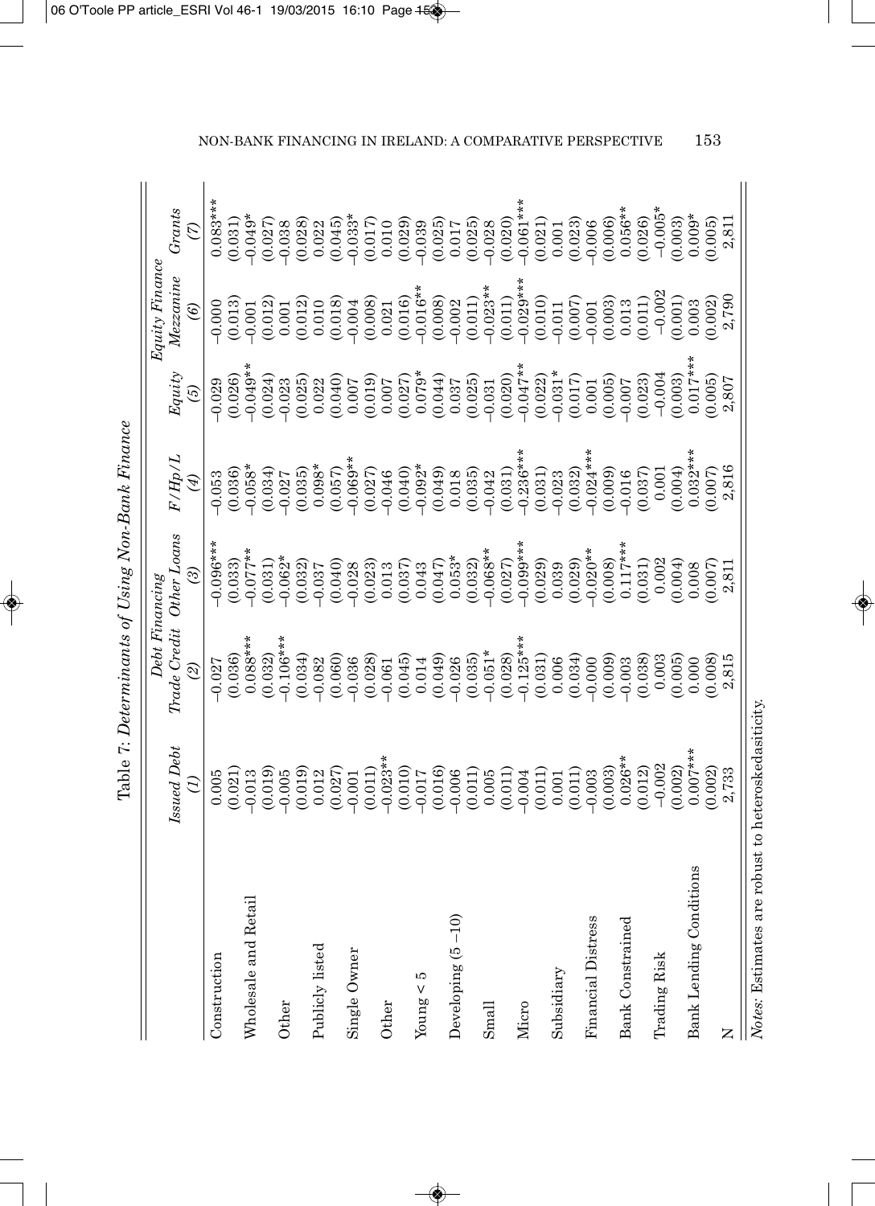Table 7: *Determinants of Using Non-Bank Finance*

| | *Issued Debt* | *Debt Financing* | | | *Equity Finance* | | |
|---|---|---|---|---|---|---|---|
| | | *Trade Credit* | *Other Loans* | *F/Hp/L* | *Equity* | *Mezzanine* | *Grants* |
| | *(1)* | *(2)* | *(3)* | *(4)* | *(5)* | *(6)* | *(7)* |
| Construction | 0.005 | –0.027 | –0.096*** | –0.053 | –0.029 | –0.000 | 0.083*** |
| | (0.021) | (0.036) | (0.033) | (0.036) | (0.026) | (0.013) | (0.031) |
| Wholesale and Retail | –0.013 | 0.088*** | –0.077** | –0.058* | –0.049** | –0.001 | –0.049* |
| | (0.019) | (0.032) | (0.031) | (0.034) | (0.024) | (0.012) | (0.027) |
| Other | –0.005 | –0.106*** | –0.062* | –0.027 | –0.023 | 0.001 | –0.038 |
| | (0.019) | (0.034) | (0.032) | (0.035) | (0.025) | (0.012) | (0.028) |
| Publicly listed | 0.012 | –0.082 | –0.037 | 0.098* | 0.022 | 0.010 | 0.022 |
| | (0.027) | (0.060) | (0.040) | (0.057) | (0.040) | (0.018) | (0.045) |
| Single Owner | –0.001 | –0.036 | –0.028 | –0.069** | 0.007 | –0.004 | –0.033* |
| | (0.011) | (0.028) | (0.023) | (0.027) | (0.019) | (0.008) | (0.017) |
| Other | –0.023** | –0.061 | 0.013 | –0.046 | 0.007 | 0.021 | 0.010 |
| | (0.010) | (0.045) | (0.037) | (0.040) | (0.027) | (0.016) | (0.029) |
| Young < 5 | –0.017 | 0.014 | 0.043 | –0.092* | 0.079* | –0.016** | –0.039 |
| | (0.016) | (0.049) | (0.047) | (0.049) | (0.044) | (0.008) | (0.025) |
| Developing (5 –10) | –0.006 | –0.026 | 0.053* | 0.018 | 0.037 | –0.002 | 0.017 |
| | (0.011) | (0.035) | (0.032) | (0.035) | (0.025) | (0.011) | (0.025) |
| Small | 0.005 | –0.051* | –0.068** | –0.042 | –0.031 | –0.023** | –0.028 |
| | (0.011) | (0.028) | (0.027) | (0.031) | (0.020) | (0.011) | (0.020) |
| Micro | –0.004 | –0.125*** | –0.099*** | –0.236*** | –0.047** | –0.029*** | –0.061*** |
| | (0.011) | (0.031) | (0.029) | (0.031) | (0.022) | (0.010) | (0.021) |
| Subsidiary | 0.001 | 0.006 | 0.039 | –0.023 | –0.031* | –0.011 | 0.001 |
| | (0.011) | (0.034) | (0.029) | (0.032) | (0.017) | (0.007) | (0.023) |
| Financial Distress | –0.003 | –0.000 | –0.020** | –0.024*** | 0.001 | –0.001 | –0.006 |
| | (0.003) | (0.009) | (0.008) | (0.009) | (0.005) | (0.003) | (0.006) |
| Bank Constrained | 0.026** | –0.003 | 0.117*** | –0.016 | –0.007 | 0.013 | 0.056** |
| | (0.012) | (0.038) | (0.031) | (0.037) | (0.023) | (0.011) | (0.026) |
| Trading Risk | –0.002 | 0.003 | 0.002 | 0.001 | –0.004 | –0.002 | –0.005* |
| | (0.002) | (0.005) | (0.004) | (0.004) | (0.003) | (0.001) | (0.003) |
| Bank Lending Conditions | 0.007*** | 0.000 | 0.008 | 0.032*** | 0.017*** | 0.003 | 0.009* |
| | (0.002) | (0.008) | (0.007) | (0.007) | (0.005) | (0.002) | (0.005) |
| N | 2,733 | 2,815 | 2,811 | 2,816 | 2,807 | 2,790 | 2,811 |

*Notes:* Estimates are robust to heteroskedasiticity.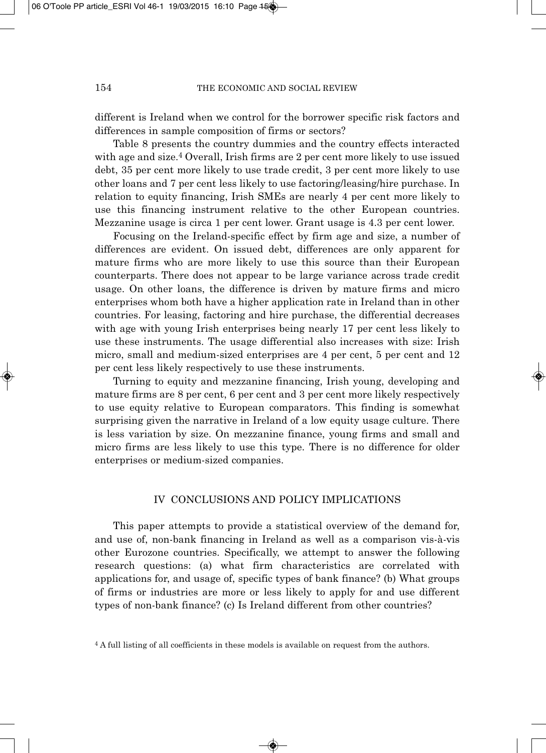different is Ireland when we control for the borrower specific risk factors and differences in sample composition of firms or sectors?

Table 8 presents the country dummies and the country effects interacted with age and size.[4] Overall, Irish firms are 2 per cent more likely to use issued debt, 35 per cent more likely to use trade credit, 3 per cent more likely to use other loans and 7 per cent less likely to use factoring/leasing/hire purchase. In relation to equity financing, Irish SMEs are nearly 4 per cent more likely to use this financing instrument relative to the other European countries. Mezzanine usage is circa 1 per cent lower. Grant usage is 4.3 per cent lower.

Focusing on the Ireland-specific effect by firm age and size, a number of differences are evident. On issued debt, differences are only apparent for mature firms who are more likely to use this source than their European counterparts. There does not appear to be large variance across trade credit usage. On other loans, the difference is driven by mature firms and micro enterprises whom both have a higher application rate in Ireland than in other countries. For leasing, factoring and hire purchase, the differential decreases with age with young Irish enterprises being nearly 17 per cent less likely to use these instruments. The usage differential also increases with size: Irish micro, small and medium-sized enterprises are 4 per cent, 5 per cent and 12 per cent less likely respectively to use these instruments.

Turning to equity and mezzanine financing, Irish young, developing and mature firms are 8 per cent, 6 per cent and 3 per cent more likely respectively to use equity relative to European comparators. This finding is somewhat surprising given the narrative in Ireland of a low equity usage culture. There is less variation by size. On mezzanine finance, young firms and small and micro firms are less likely to use this type. There is no difference for older enterprises or medium-sized companies.

## IV CONCLUSIONS AND POLICY IMPLICATIONS

This paper attempts to provide a statistical overview of the demand for, and use of, non-bank financing in Ireland as well as a comparison vis-à-vis other Eurozone countries. Specifically, we attempt to answer the following research questions: (a) what firm characteristics are correlated with applications for, and usage of, specific types of bank finance? (b) What groups of firms or industries are more or less likely to apply for and use different types of non-bank finance? (c) Is Ireland different from other countries?

[4] A full listing of all coefficients in these models is available on request from the authors.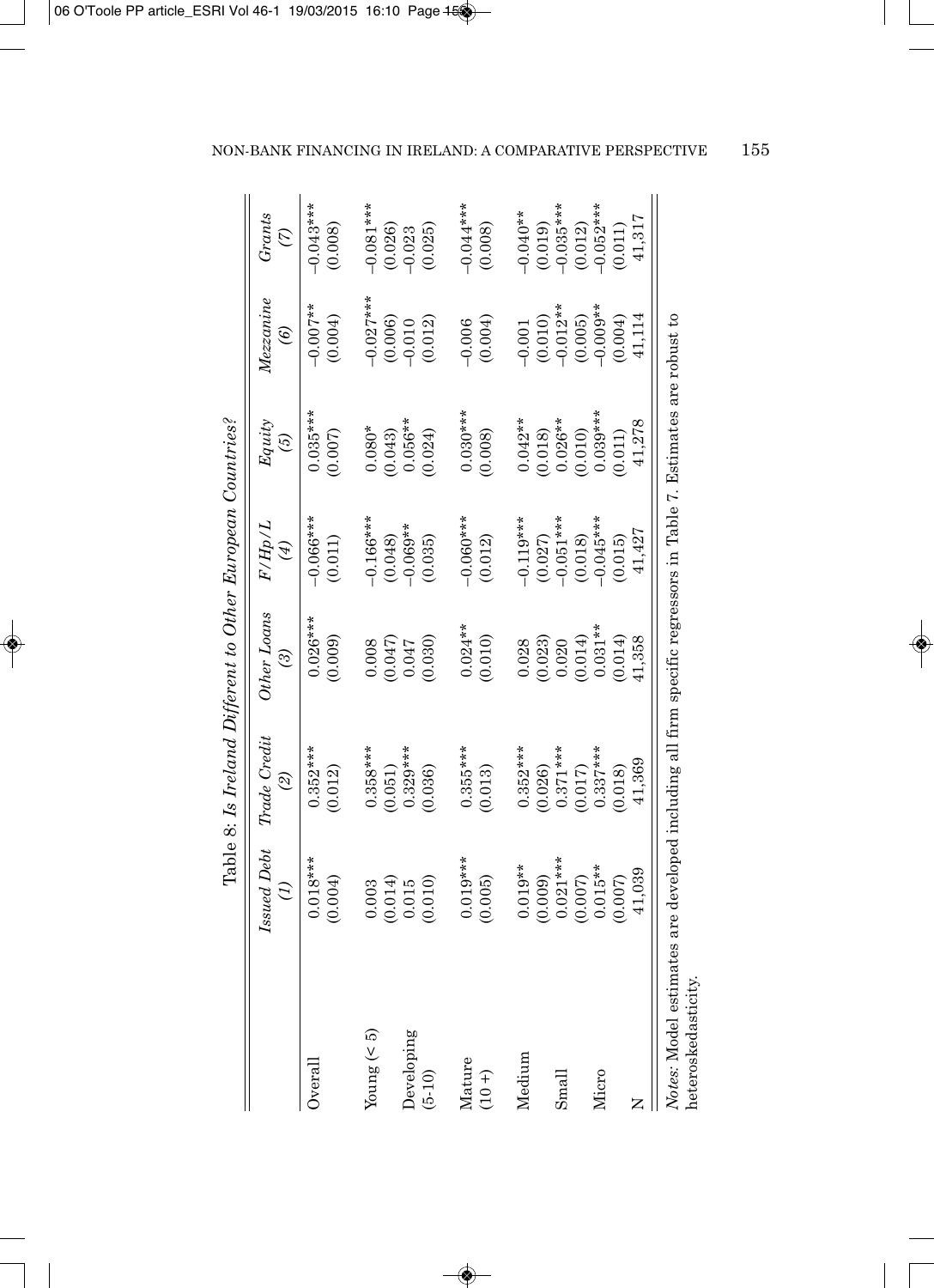Table 8: *Is Ireland Different to Other European Countries?*

| | *Issued Debt* (1) | *Trade Credit* (2) | *Other Loans* (3) | *F/Hp/L* (4) | *Equity* (5) | *Mezzanine* (6) | *Grants* (7) |
|---|---|---|---|---|---|---|---|
| Overall | 0.018*** | 0.352*** | 0.026*** | –0.066*** | 0.035*** | –0.007** | –0.043*** |
| | (0.004) | (0.012) | (0.009) | (0.011) | (0.007) | (0.004) | (0.008) |
| Young (< 5) | 0.003 | 0.358*** | 0.008 | –0.166*** | 0.080* | –0.027*** | –0.081*** |
| | (0.014) | (0.051) | (0.047) | (0.048) | (0.043) | (0.006) | (0.026) |
| Developing (5-10) | 0.015 | 0.329*** | 0.047 | –0.069** | 0.056** | –0.010 | –0.023 |
| | (0.010) | (0.036) | (0.030) | (0.035) | (0.024) | (0.012) | (0.025) |
| Mature (10 +) | 0.019*** | 0.355*** | 0.024** | –0.060*** | 0.030*** | –0.006 | –0.044*** |
| | (0.005) | (0.013) | (0.010) | (0.012) | (0.008) | (0.004) | (0.008) |
| Medium | 0.019** | 0.352*** | 0.028 | –0.119*** | 0.042** | –0.001 | –0.040** |
| | (0.009) | (0.026) | (0.023) | (0.027) | (0.018) | (0.010) | (0.019) |
| Small | 0.021*** | 0.371*** | 0.020 | –0.051*** | 0.026** | –0.012** | –0.035*** |
| | (0.007) | (0.017) | (0.014) | (0.018) | (0.010) | (0.005) | (0.012) |
| Micro | 0.015** | 0.337*** | 0.031** | –0.045*** | 0.039*** | –0.009** | –0.052*** |
| | (0.007) | (0.018) | (0.014) | (0.015) | (0.011) | (0.004) | (0.011) |
| N | 41,039 | 41,369 | 41,358 | 41,427 | 41,278 | 41,114 | 41,317 |

*Notes*: Model estimates are developed including all firm specific regressors in Table 7. Estimates are robust to heteroskedasticity.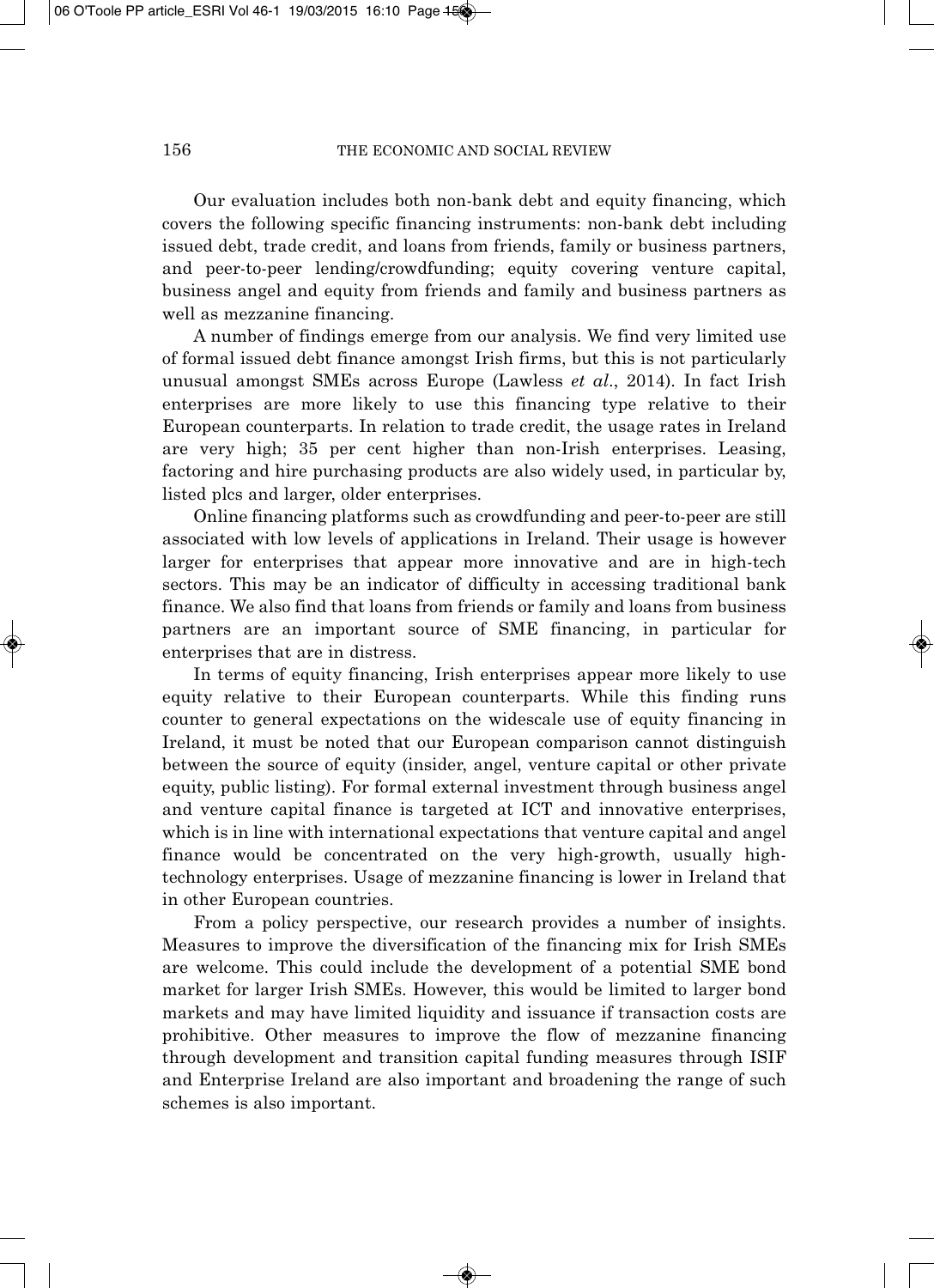Our evaluation includes both non-bank debt and equity financing, which covers the following specific financing instruments: non-bank debt including issued debt, trade credit, and loans from friends, family or business partners, and peer-to-peer lending/crowdfunding; equity covering venture capital, business angel and equity from friends and family and business partners as well as mezzanine financing.

A number of findings emerge from our analysis. We find very limited use of formal issued debt finance amongst Irish firms, but this is not particularly unusual amongst SMEs across Europe (Lawless *et al*., 2014). In fact Irish enterprises are more likely to use this financing type relative to their European counterparts. In relation to trade credit, the usage rates in Ireland are very high; 35 per cent higher than non-Irish enterprises. Leasing, factoring and hire purchasing products are also widely used, in particular by, listed plcs and larger, older enterprises.

Online financing platforms such as crowdfunding and peer-to-peer are still associated with low levels of applications in Ireland. Their usage is however larger for enterprises that appear more innovative and are in high-tech sectors. This may be an indicator of difficulty in accessing traditional bank finance. We also find that loans from friends or family and loans from business partners are an important source of SME financing, in particular for enterprises that are in distress.

In terms of equity financing, Irish enterprises appear more likely to use equity relative to their European counterparts. While this finding runs counter to general expectations on the widescale use of equity financing in Ireland, it must be noted that our European comparison cannot distinguish between the source of equity (insider, angel, venture capital or other private equity, public listing). For formal external investment through business angel and venture capital finance is targeted at ICT and innovative enterprises, which is in line with international expectations that venture capital and angel finance would be concentrated on the very high-growth, usually high-technology enterprises. Usage of mezzanine financing is lower in Ireland that in other European countries.

From a policy perspective, our research provides a number of insights. Measures to improve the diversification of the financing mix for Irish SMEs are welcome. This could include the development of a potential SME bond market for larger Irish SMEs. However, this would be limited to larger bond markets and may have limited liquidity and issuance if transaction costs are prohibitive. Other measures to improve the flow of mezzanine financing through development and transition capital funding measures through ISIF and Enterprise Ireland are also important and broadening the range of such schemes is also important.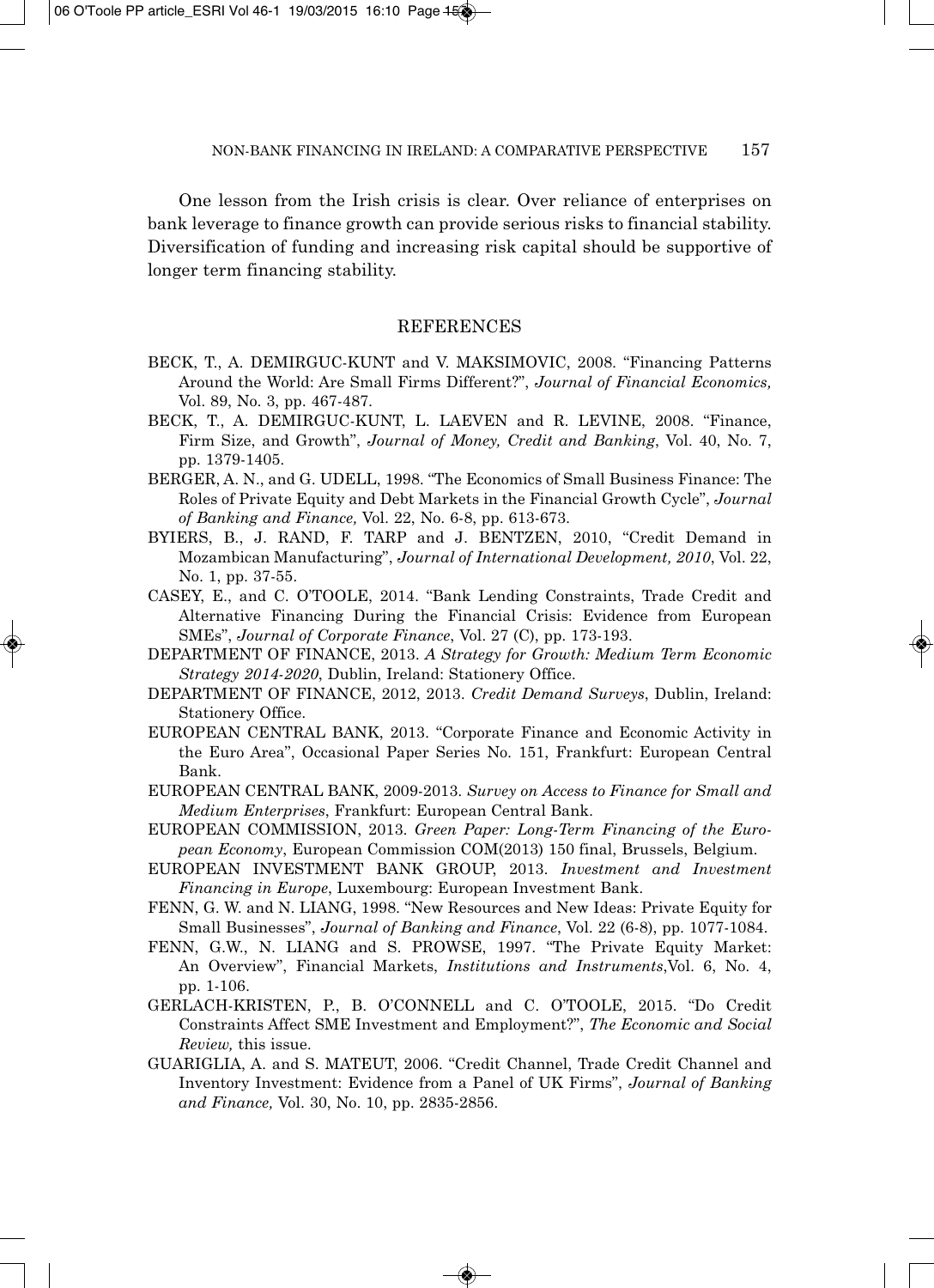One lesson from the Irish crisis is clear. Over reliance of enterprises on bank leverage to finance growth can provide serious risks to financial stability. Diversification of funding and increasing risk capital should be supportive of longer term financing stability.

## REFERENCES

BECK, T., A. DEMIRGUC-KUNT and V. MAKSIMOVIC, 2008. "Financing Patterns Around the World: Are Small Firms Different?", *Journal of Financial Economics,* Vol. 89, No. 3, pp. 467-487.

BECK, T., A. DEMIRGUC-KUNT, L. LAEVEN and R. LEVINE, 2008. "Finance, Firm Size, and Growth", *Journal of Money, Credit and Banking*, Vol. 40, No. 7, pp. 1379-1405.

BERGER, A. N., and G. UDELL, 1998. "The Economics of Small Business Finance: The Roles of Private Equity and Debt Markets in the Financial Growth Cycle", *Journal of Banking and Finance,* Vol. 22, No. 6-8, pp. 613-673.

BYIERS, B., J. RAND, F. TARP and J. BENTZEN, 2010, "Credit Demand in Mozambican Manufacturing", *Journal of International Development, 2010*, Vol. 22, No. 1, pp. 37-55.

CASEY, E., and C. O'TOOLE, 2014. "Bank Lending Constraints, Trade Credit and Alternative Financing During the Financial Crisis: Evidence from European SMEs", *Journal of Corporate Finance*, Vol. 27 (C), pp. 173-193.

DEPARTMENT OF FINANCE, 2013. *A Strategy for Growth: Medium Term Economic Strategy 2014-2020*, Dublin, Ireland: Stationery Office.

DEPARTMENT OF FINANCE, 2012, 2013. *Credit Demand Surveys*, Dublin, Ireland: Stationery Office.

EUROPEAN CENTRAL BANK, 2013. "Corporate Finance and Economic Activity in the Euro Area", Occasional Paper Series No. 151, Frankfurt: European Central Bank.

EUROPEAN CENTRAL BANK, 2009-2013. *Survey on Access to Finance for Small and Medium Enterprises*, Frankfurt: European Central Bank.

EUROPEAN COMMISSION, 2013. *Green Paper: Long-Term Financing of the European Economy*, European Commission COM(2013) 150 final, Brussels, Belgium.

EUROPEAN INVESTMENT BANK GROUP, 2013. *Investment and Investment Financing in Europe*, Luxembourg: European Investment Bank.

FENN, G. W. and N. LIANG, 1998. "New Resources and New Ideas: Private Equity for Small Businesses", *Journal of Banking and Finance*, Vol. 22 (6-8), pp. 1077-1084.

FENN, G.W., N. LIANG and S. PROWSE, 1997. "The Private Equity Market: An Overview", Financial Markets, *Institutions and Instruments*,Vol. 6, No. 4, pp. 1-106.

GERLACH-KRISTEN, P., B. O'CONNELL and C. O'TOOLE, 2015. "Do Credit Constraints Affect SME Investment and Employment?", *The Economic and Social Review,* this issue.

GUARIGLIA, A. and S. MATEUT, 2006. "Credit Channel, Trade Credit Channel and Inventory Investment: Evidence from a Panel of UK Firms", *Journal of Banking and Finance,* Vol. 30, No. 10, pp. 2835-2856.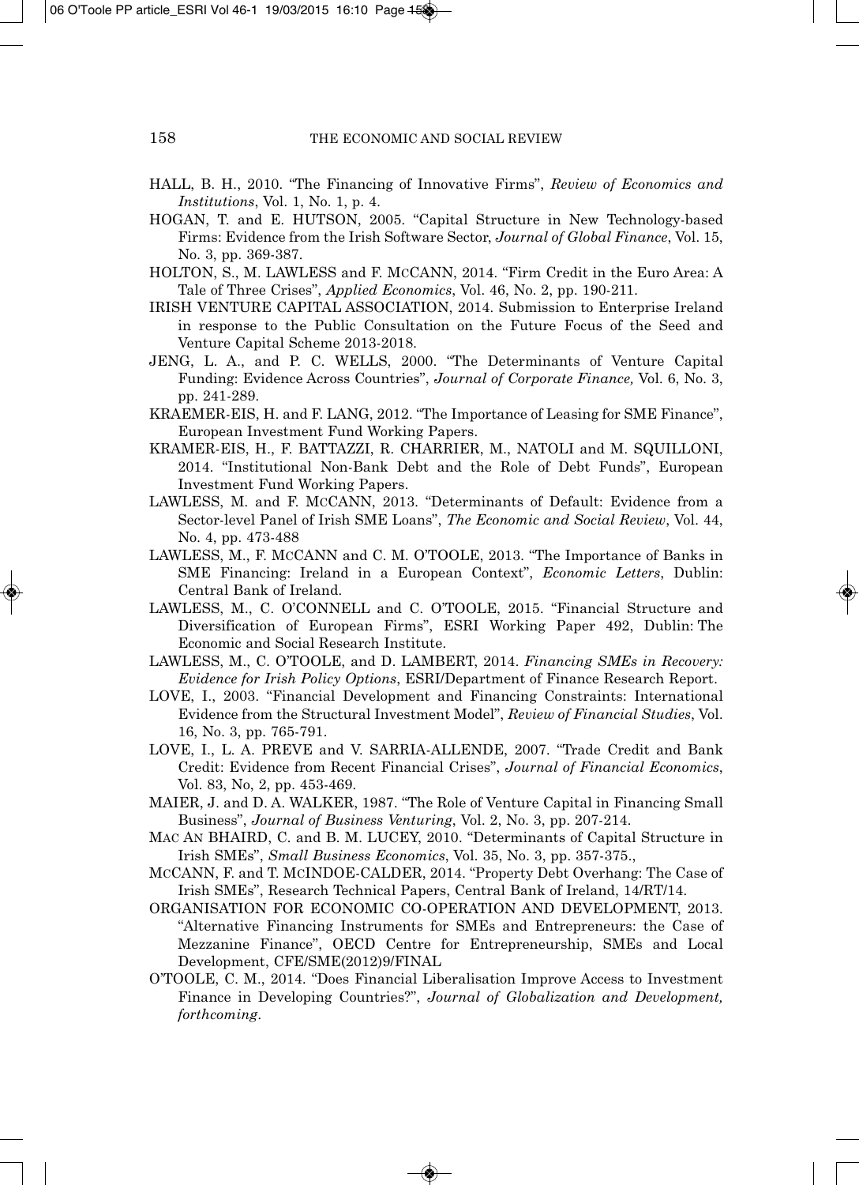HALL, B. H., 2010. "The Financing of Innovative Firms", *Review of Economics and Institutions*, Vol. 1, No. 1, p. 4.

HOGAN, T. and E. HUTSON, 2005. "Capital Structure in New Technology-based Firms: Evidence from the Irish Software Sector, *Journal of Global Finance*, Vol. 15, No. 3, pp. 369-387.

HOLTON, S., M. LAWLESS and F. MCCANN, 2014. "Firm Credit in the Euro Area: A Tale of Three Crises", *Applied Economics*, Vol. 46, No. 2, pp. 190-211.

IRISH VENTURE CAPITAL ASSOCIATION, 2014. Submission to Enterprise Ireland in response to the Public Consultation on the Future Focus of the Seed and Venture Capital Scheme 2013-2018.

JENG, L. A., and P. C. WELLS, 2000. "The Determinants of Venture Capital Funding: Evidence Across Countries", *Journal of Corporate Finance,* Vol. 6, No. 3, pp. 241-289.

KRAEMER-EIS, H. and F. LANG, 2012. "The Importance of Leasing for SME Finance", European Investment Fund Working Papers.

KRAMER-EIS, H., F. BATTAZZI, R. CHARRIER, M., NATOLI and M. SQUILLONI, 2014. "Institutional Non-Bank Debt and the Role of Debt Funds", European Investment Fund Working Papers.

LAWLESS, M. and F. MCCANN, 2013. "Determinants of Default: Evidence from a Sector-level Panel of Irish SME Loans", *The Economic and Social Review*, Vol. 44, No. 4, pp. 473-488

LAWLESS, M., F. MCCANN and C. M. O'TOOLE, 2013. "The Importance of Banks in SME Financing: Ireland in a European Context", *Economic Letters*, Dublin: Central Bank of Ireland.

LAWLESS, M., C. O'CONNELL and C. O'TOOLE, 2015. "Financial Structure and Diversification of European Firms", ESRI Working Paper 492, Dublin: The Economic and Social Research Institute.

LAWLESS, M., C. O'TOOLE, and D. LAMBERT, 2014. *Financing SMEs in Recovery: Evidence for Irish Policy Options*, ESRI/Department of Finance Research Report.

LOVE, I., 2003. "Financial Development and Financing Constraints: International Evidence from the Structural Investment Model", *Review of Financial Studies*, Vol. 16, No. 3, pp. 765-791.

LOVE, I., L. A. PREVE and V. SARRIA-ALLENDE, 2007. "Trade Credit and Bank Credit: Evidence from Recent Financial Crises", *Journal of Financial Economics*, Vol. 83, No, 2, pp. 453-469.

MAIER, J. and D. A. WALKER, 1987. "The Role of Venture Capital in Financing Small Business", *Journal of Business Venturing*, Vol. 2, No. 3, pp. 207-214.

MAC AN BHAIRD, C. and B. M. LUCEY, 2010. "Determinants of Capital Structure in Irish SMEs", *Small Business Economics*, Vol. 35, No. 3, pp. 357-375.,

MCCANN, F. and T. MCINDOE-CALDER, 2014. "Property Debt Overhang: The Case of Irish SMEs", Research Technical Papers, Central Bank of Ireland, 14/RT/14.

ORGANISATION FOR ECONOMIC CO-OPERATION AND DEVELOPMENT, 2013. "Alternative Financing Instruments for SMEs and Entrepreneurs: the Case of Mezzanine Finance", OECD Centre for Entrepreneurship, SMEs and Local Development, CFE/SME(2012)9/FINAL

O'TOOLE, C. M., 2014. "Does Financial Liberalisation Improve Access to Investment Finance in Developing Countries?", *Journal of Globalization and Development, forthcoming*.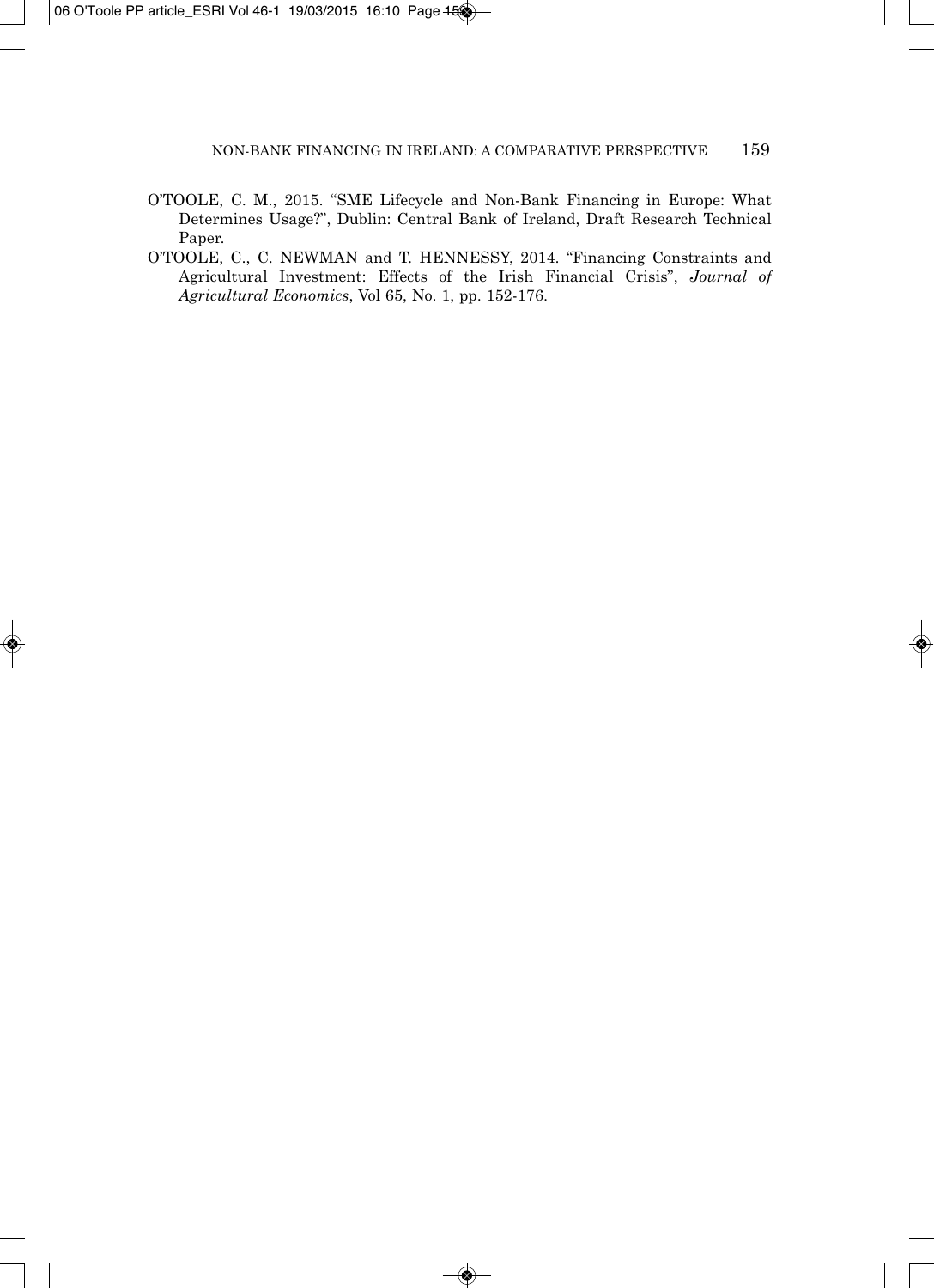O'TOOLE, C. M., 2015. "SME Lifecycle and Non-Bank Financing in Europe: What Determines Usage?", Dublin: Central Bank of Ireland, Draft Research Technical Paper.

O'TOOLE, C., C. NEWMAN and T. HENNESSY, 2014. "Financing Constraints and Agricultural Investment: Effects of the Irish Financial Crisis", *Journal of Agricultural Economics*, Vol 65, No. 1, pp. 152-176.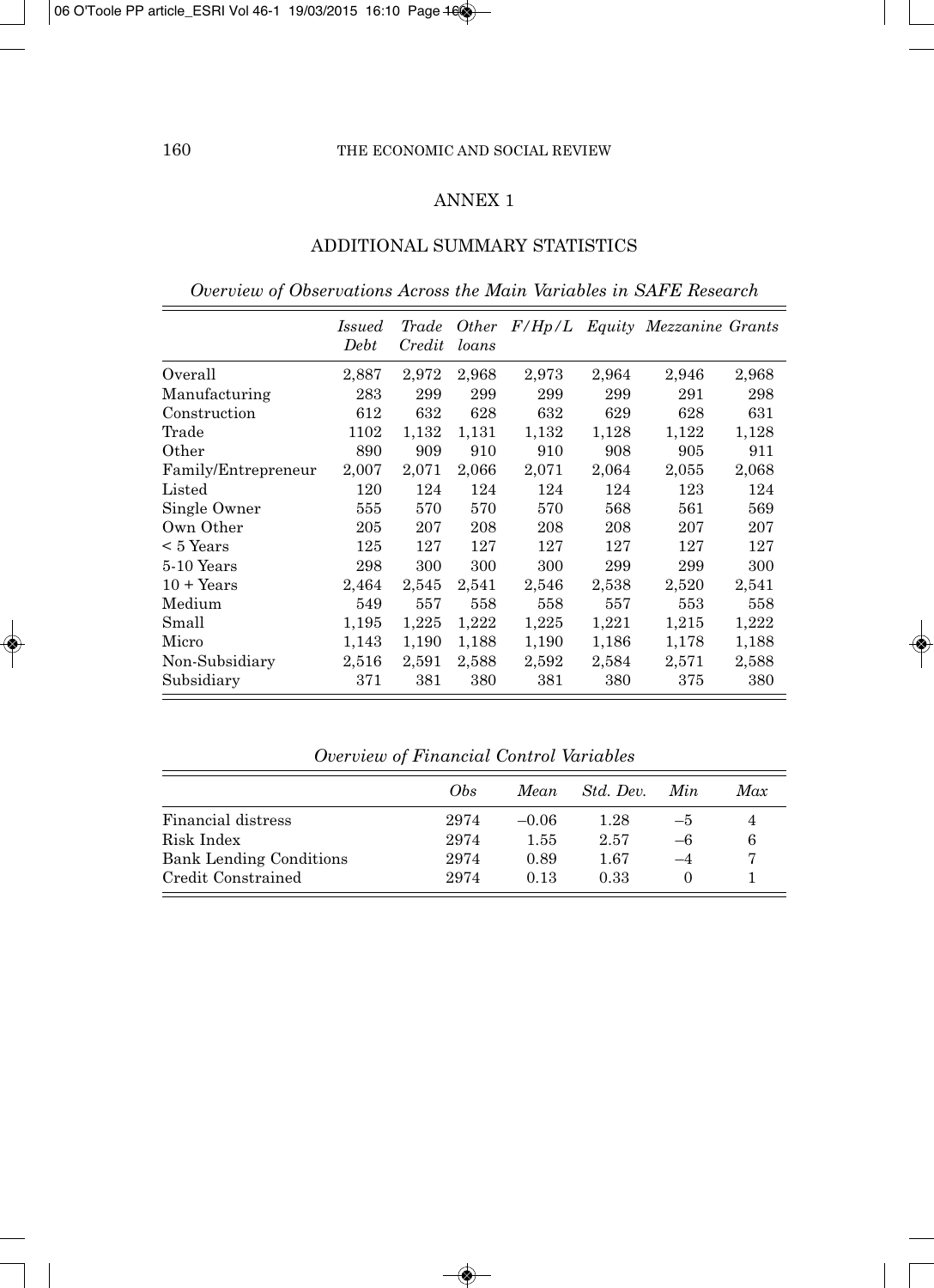# ANNEX 1

## ADDITIONAL SUMMARY STATISTICS

*Overview of Observations Across the Main Variables in SAFE Research*

| | *Issued Debt* | *Trade Credit* | *Other loans* | *F/Hp/L* | *Equity* | *Mezzanine* | *Grants* |
|---|---|---|---|---|---|---|---|
| Overall | 2,887 | 2,972 | 2,968 | 2,973 | 2,964 | 2,946 | 2,968 |
| Manufacturing | 283 | 299 | 299 | 299 | 299 | 291 | 298 |
| Construction | 612 | 632 | 628 | 632 | 629 | 628 | 631 |
| Trade | 1102 | 1,132 | 1,131 | 1,132 | 1,128 | 1,122 | 1,128 |
| Other | 890 | 909 | 910 | 910 | 908 | 905 | 911 |
| Family/Entrepreneur | 2,007 | 2,071 | 2,066 | 2,071 | 2,064 | 2,055 | 2,068 |
| Listed | 120 | 124 | 124 | 124 | 124 | 123 | 124 |
| Single Owner | 555 | 570 | 570 | 570 | 568 | 561 | 569 |
| Own Other | 205 | 207 | 208 | 208 | 208 | 207 | 207 |
| < 5 Years | 125 | 127 | 127 | 127 | 127 | 127 | 127 |
| 5-10 Years | 298 | 300 | 300 | 300 | 299 | 299 | 300 |
| 10 + Years | 2,464 | 2,545 | 2,541 | 2,546 | 2,538 | 2,520 | 2,541 |
| Medium | 549 | 557 | 558 | 558 | 557 | 553 | 558 |
| Small | 1,195 | 1,225 | 1,222 | 1,225 | 1,221 | 1,215 | 1,222 |
| Micro | 1,143 | 1,190 | 1,188 | 1,190 | 1,186 | 1,178 | 1,188 |
| Non-Subsidiary | 2,516 | 2,591 | 2,588 | 2,592 | 2,584 | 2,571 | 2,588 |
| Subsidiary | 371 | 381 | 380 | 381 | 380 | 375 | 380 |

*Overview of Financial Control Variables*

| | *Obs* | *Mean* | *Std. Dev.* | *Min* | *Max* |
|---|---|---|---|---|---|
| Financial distress | 2974 | –0.06 | 1.28 | –5 | 4 |
| Risk Index | 2974 | 1.55 | 2.57 | –6 | 6 |
| Bank Lending Conditions | 2974 | 0.89 | 1.67 | –4 | 7 |
| Credit Constrained | 2974 | 0.13 | 0.33 | 0 | 1 |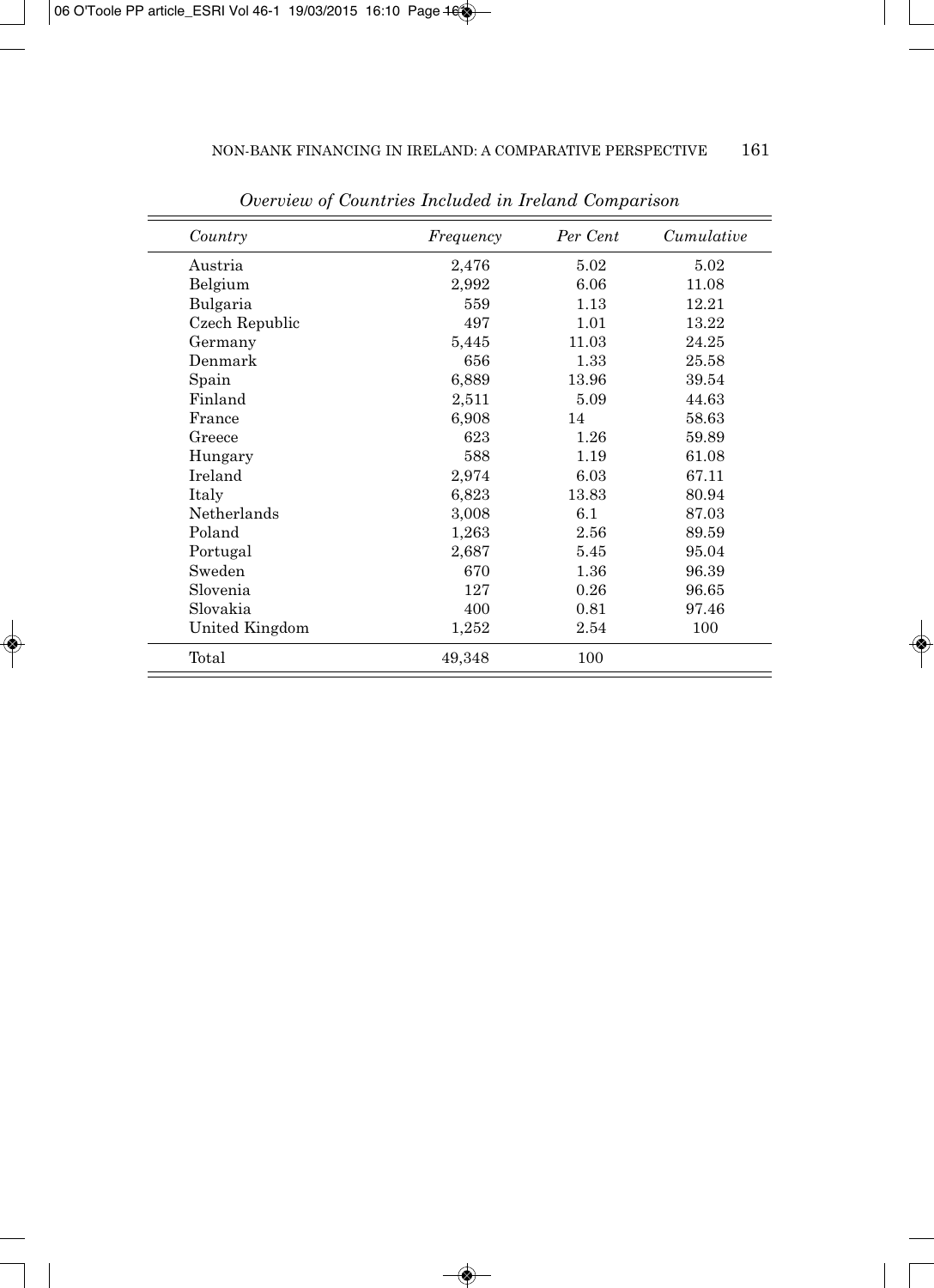*Overview of Countries Included in Ireland Comparison*

| *Country* | *Frequency* | *Per Cent* | *Cumulative* |
|---|---|---|---|
| Austria | 2,476 | 5.02 | 5.02 |
| Belgium | 2,992 | 6.06 | 11.08 |
| Bulgaria | 559 | 1.13 | 12.21 |
| Czech Republic | 497 | 1.01 | 13.22 |
| Germany | 5,445 | 11.03 | 24.25 |
| Denmark | 656 | 1.33 | 25.58 |
| Spain | 6,889 | 13.96 | 39.54 |
| Finland | 2,511 | 5.09 | 44.63 |
| France | 6,908 | 14 | 58.63 |
| Greece | 623 | 1.26 | 59.89 |
| Hungary | 588 | 1.19 | 61.08 |
| Ireland | 2,974 | 6.03 | 67.11 |
| Italy | 6,823 | 13.83 | 80.94 |
| Netherlands | 3,008 | 6.1 | 87.03 |
| Poland | 1,263 | 2.56 | 89.59 |
| Portugal | 2,687 | 5.45 | 95.04 |
| Sweden | 670 | 1.36 | 96.39 |
| Slovenia | 127 | 0.26 | 96.65 |
| Slovakia | 400 | 0.81 | 97.46 |
| United Kingdom | 1,252 | 2.54 | 100 |
| Total | 49,348 | 100 | |